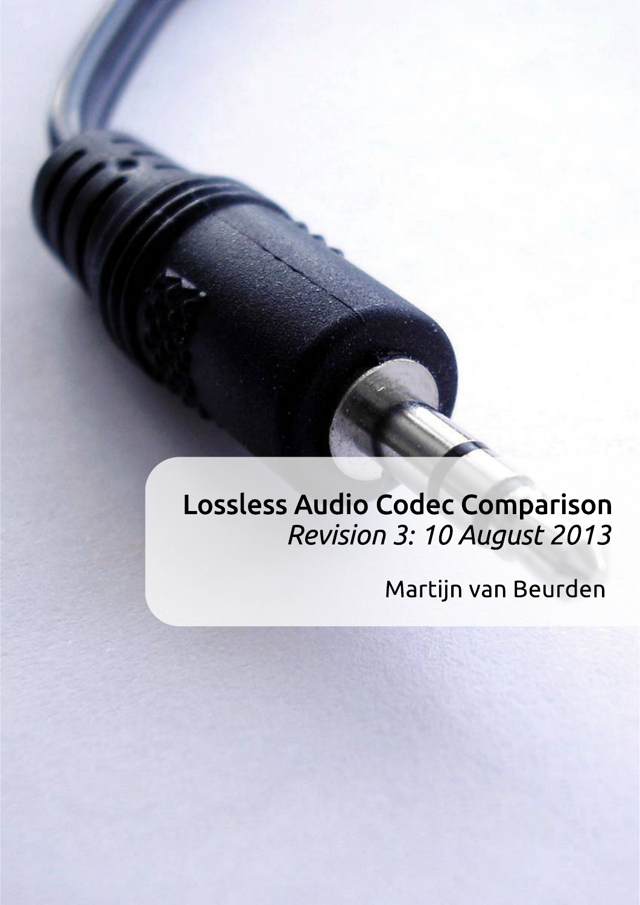# Lossless Audio Codec Comparison

*Revision 3: 10 August 2013*

Martijn van Beurden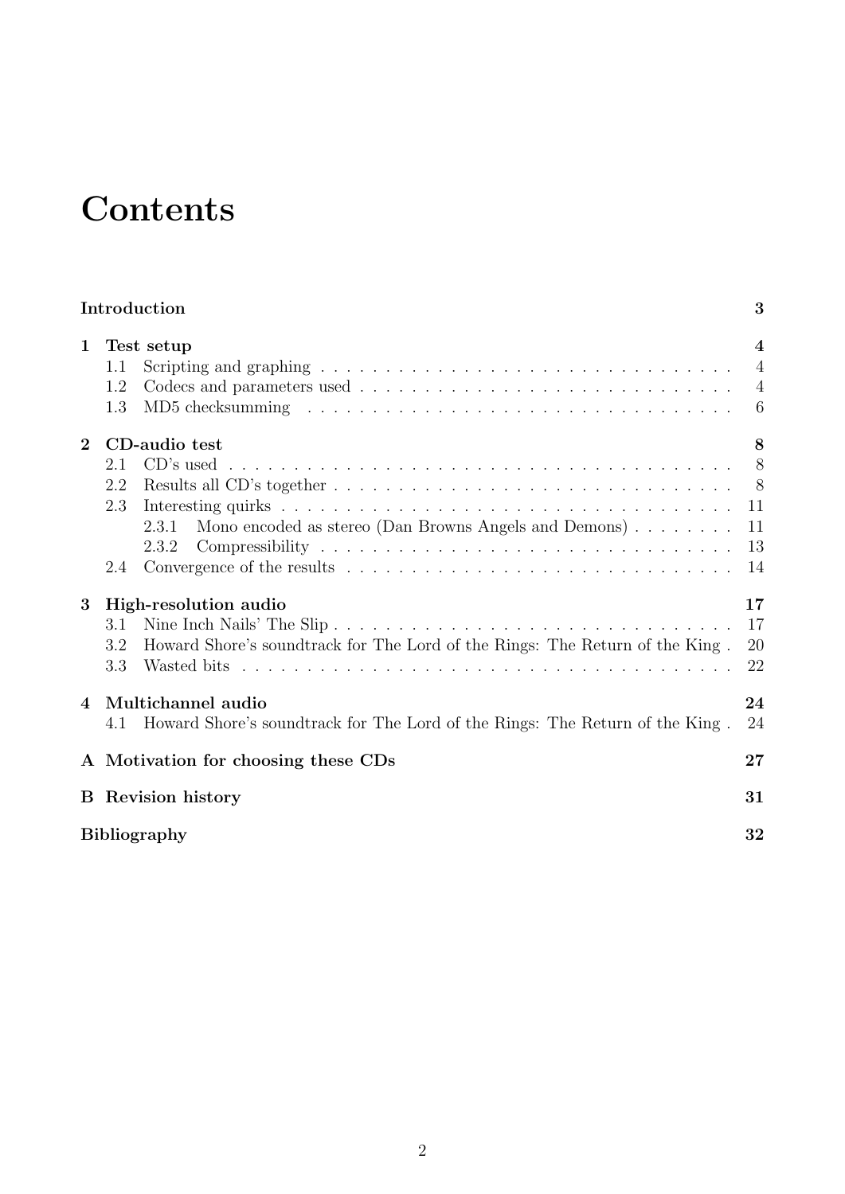# Contents

**Introduction** — **3**

**1 Test setup** — **4**
- 1.1 Scripting and graphing — 4
- 1.2 Codecs and parameters used — 4
- 1.3 MD5 checksumming — 6

**2 CD-audio test** — **8**
- 2.1 CD's used — 8
- 2.2 Results all CD's together — 8
- 2.3 Interesting quirks — 11
  - 2.3.1 Mono encoded as stereo (Dan Browns Angels and Demons) — 11
  - 2.3.2 Compressibility — 13
- 2.4 Convergence of the results — 14

**3 High-resolution audio** — **17**
- 3.1 Nine Inch Nails' The Slip — 17
- 3.2 Howard Shore's soundtrack for The Lord of the Rings: The Return of the King — 20
- 3.3 Wasted bits — 22

**4 Multichannel audio** — **24**
- 4.1 Howard Shore's soundtrack for The Lord of the Rings: The Return of the King — 24

**A Motivation for choosing these CDs** — **27**

**B Revision history** — **31**

**Bibliography** — **32**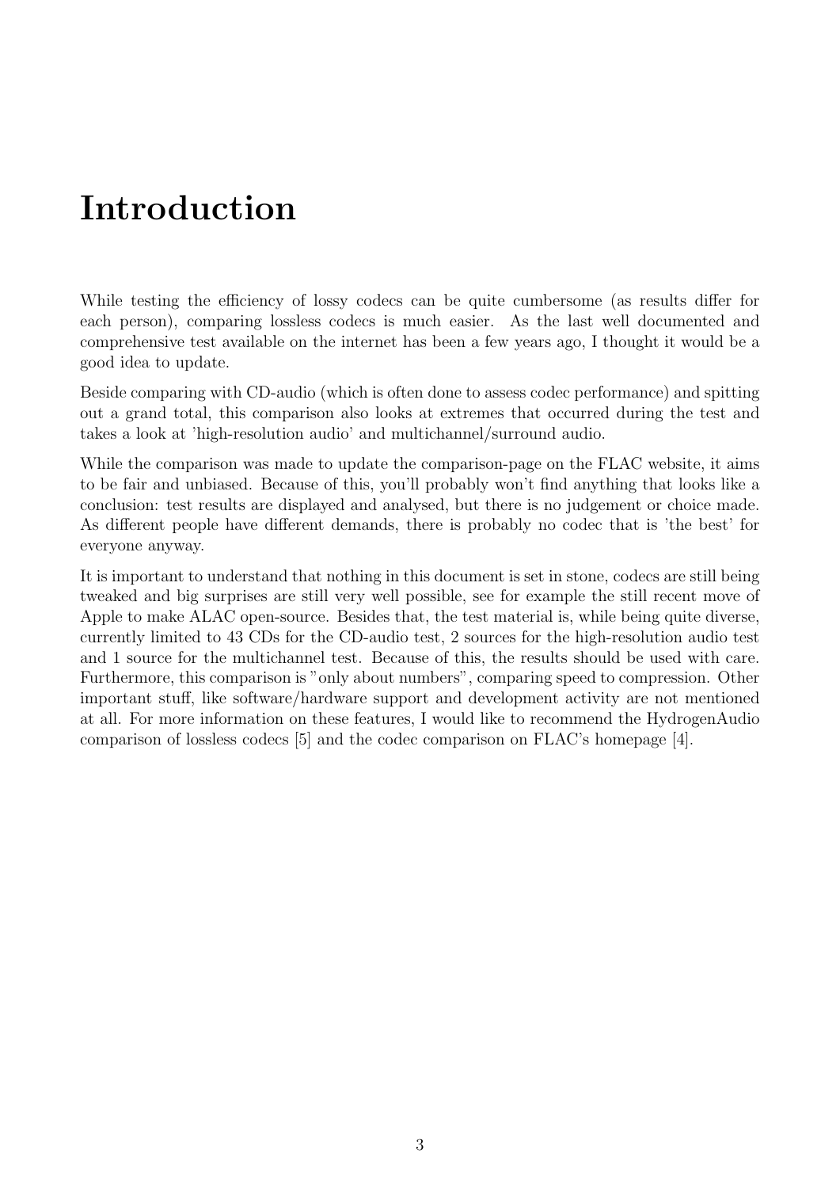# Introduction

While testing the efficiency of lossy codecs can be quite cumbersome (as results differ for each person), comparing lossless codecs is much easier. As the last well documented and comprehensive test available on the internet has been a few years ago, I thought it would be a good idea to update.

Beside comparing with CD-audio (which is often done to assess codec performance) and spitting out a grand total, this comparison also looks at extremes that occurred during the test and takes a look at 'high-resolution audio' and multichannel/surround audio.

While the comparison was made to update the comparison-page on the FLAC website, it aims to be fair and unbiased. Because of this, you'll probably won't find anything that looks like a conclusion: test results are displayed and analysed, but there is no judgement or choice made. As different people have different demands, there is probably no codec that is 'the best' for everyone anyway.

It is important to understand that nothing in this document is set in stone, codecs are still being tweaked and big surprises are still very well possible, see for example the still recent move of Apple to make ALAC open-source. Besides that, the test material is, while being quite diverse, currently limited to 43 CDs for the CD-audio test, 2 sources for the high-resolution audio test and 1 source for the multichannel test. Because of this, the results should be used with care. Furthermore, this comparison is "only about numbers", comparing speed to compression. Other important stuff, like software/hardware support and development activity are not mentioned at all. For more information on these features, I would like to recommend the HydrogenAudio comparison of lossless codecs [5] and the codec comparison on FLAC's homepage [4].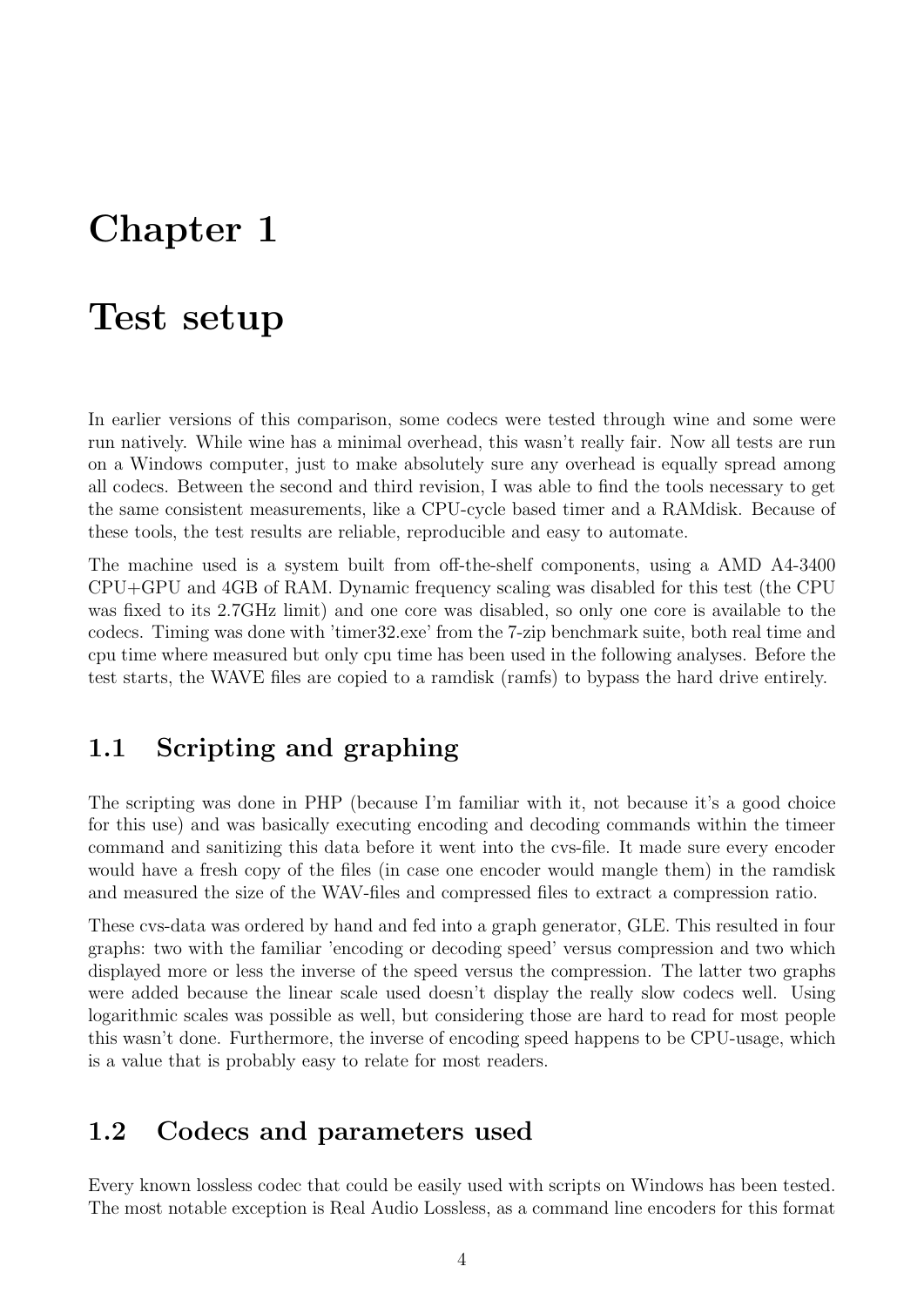# Chapter 1

# Test setup

In earlier versions of this comparison, some codecs were tested through wine and some were run natively. While wine has a minimal overhead, this wasn't really fair. Now all tests are run on a Windows computer, just to make absolutely sure any overhead is equally spread among all codecs. Between the second and third revision, I was able to find the tools necessary to get the same consistent measurements, like a CPU-cycle based timer and a RAMdisk. Because of these tools, the test results are reliable, reproducible and easy to automate.

The machine used is a system built from off-the-shelf components, using a AMD A4-3400 CPU+GPU and 4GB of RAM. Dynamic frequency scaling was disabled for this test (the CPU was fixed to its 2.7GHz limit) and one core was disabled, so only one core is available to the codecs. Timing was done with 'timer32.exe' from the 7-zip benchmark suite, both real time and cpu time where measured but only cpu time has been used in the following analyses. Before the test starts, the WAVE files are copied to a ramdisk (ramfs) to bypass the hard drive entirely.

## 1.1 Scripting and graphing

The scripting was done in PHP (because I'm familiar with it, not because it's a good choice for this use) and was basically executing encoding and decoding commands within the timeer command and sanitizing this data before it went into the cvs-file. It made sure every encoder would have a fresh copy of the files (in case one encoder would mangle them) in the ramdisk and measured the size of the WAV-files and compressed files to extract a compression ratio.

These cvs-data was ordered by hand and fed into a graph generator, GLE. This resulted in four graphs: two with the familiar 'encoding or decoding speed' versus compression and two which displayed more or less the inverse of the speed versus the compression. The latter two graphs were added because the linear scale used doesn't display the really slow codecs well. Using logarithmic scales was possible as well, but considering those are hard to read for most people this wasn't done. Furthermore, the inverse of encoding speed happens to be CPU-usage, which is a value that is probably easy to relate for most readers.

## 1.2 Codecs and parameters used

Every known lossless codec that could be easily used with scripts on Windows has been tested. The most notable exception is Real Audio Lossless, as a command line encoders for this format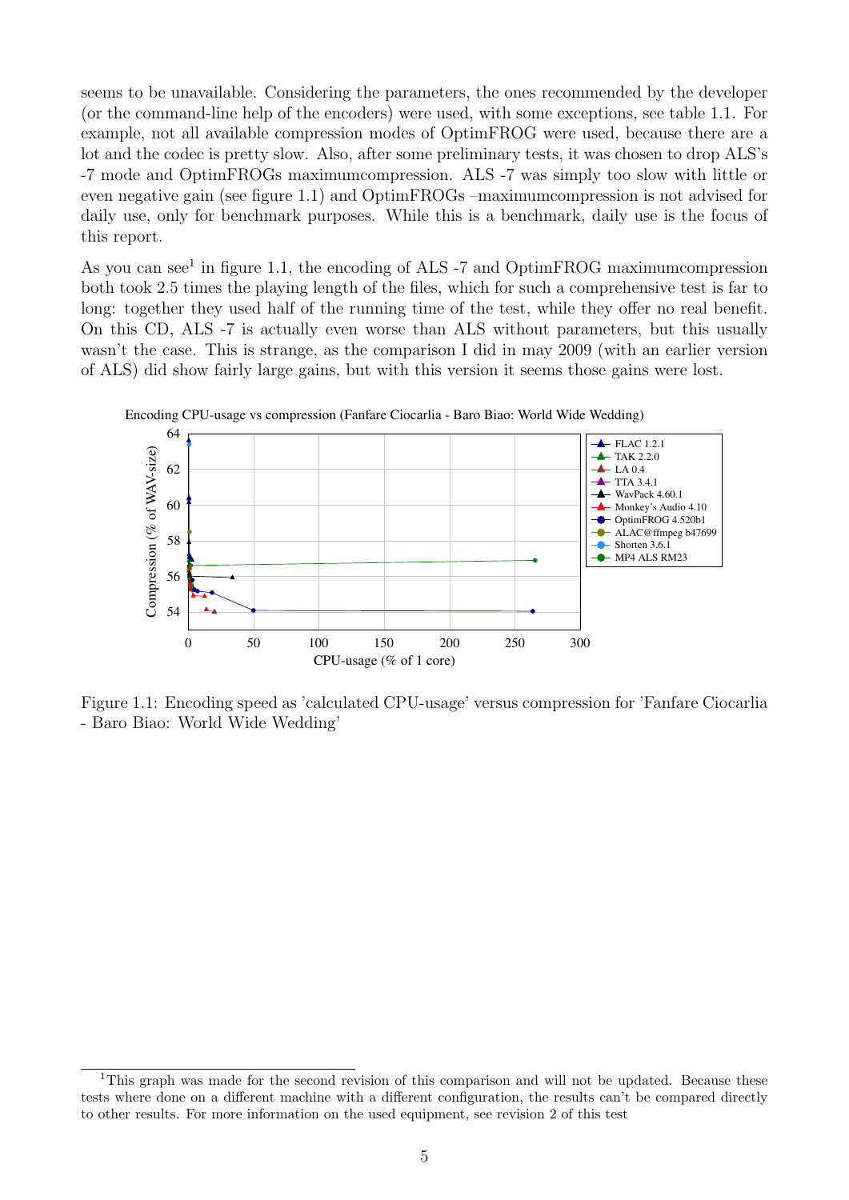seems to be unavailable. Considering the parameters, the ones recommended by the developer (or the command-line help of the encoders) were used, with some exceptions, see table 1.1. For example, not all available compression modes of OptimFROG were used, because there are a lot and the codec is pretty slow. Also, after some preliminary tests, it was chosen to drop ALS's -7 mode and OptimFROGs maximumcompression. ALS -7 was simply too slow with little or even negative gain (see figure 1.1) and OptimFROGs –maximumcompression is not advised for daily use, only for benchmark purposes. While this is a benchmark, daily use is the focus of this report.

As you can see[1] in figure 1.1, the encoding of ALS -7 and OptimFROG maximumcompression both took 2.5 times the playing length of the files, which for such a comprehensive test is far to long: together they used half of the running time of the test, while they offer no real benefit. On this CD, ALS -7 is actually even worse than ALS without parameters, but this usually wasn't the case. This is strange, as the comparison I did in may 2009 (with an earlier version of ALS) did show fairly large gains, but with this version it seems those gains were lost.

Encoding CPU-usage vs compression (Fanfare Ciocarlia - Baro Biao: World Wide Wedding)

Figure 1.1: Encoding speed as 'calculated CPU-usage' versus compression for 'Fanfare Ciocarlia - Baro Biao: World Wide Wedding'

[1] This graph was made for the second revision of this comparison and will not be updated. Because these tests where done on a different machine with a different configuration, the results can't be compared directly to other results. For more information on the used equipment, see revision 2 of this test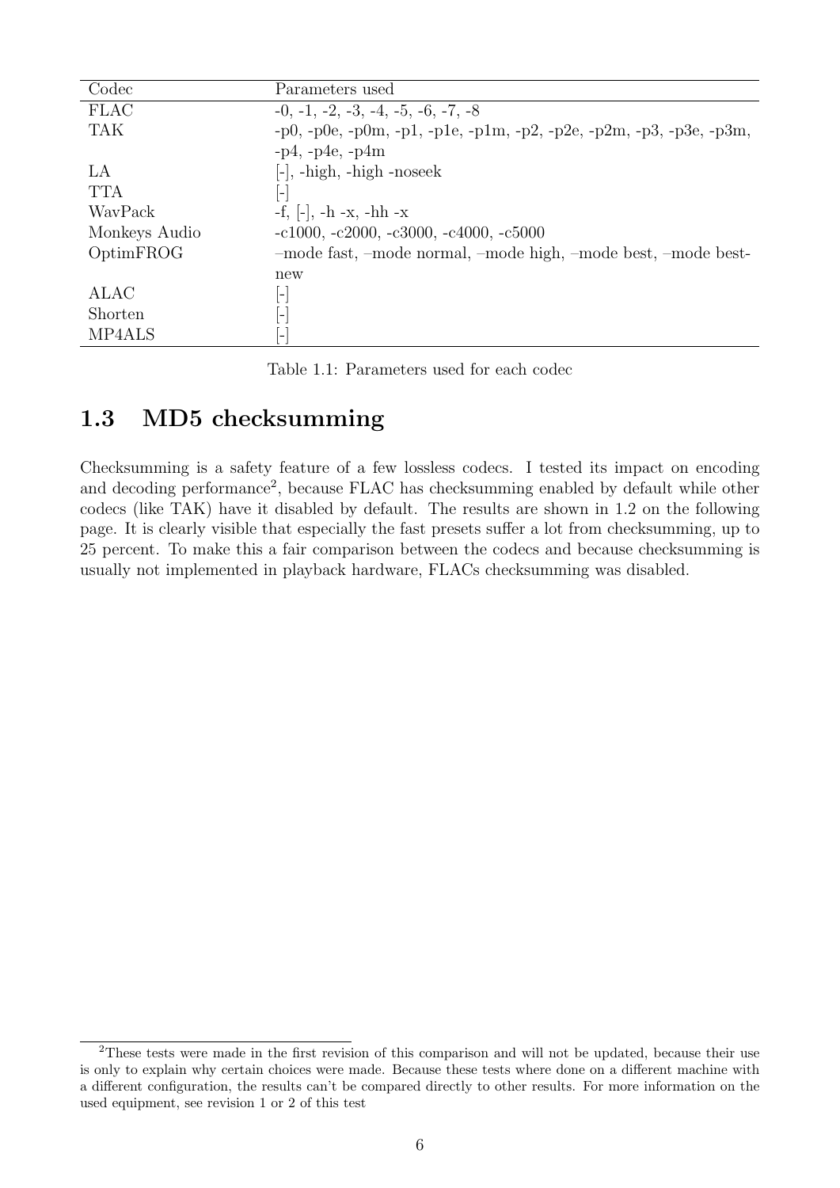| Codec | Parameters used |
|---|---|
| FLAC | -0, -1, -2, -3, -4, -5, -6, -7, -8 |
| TAK | -p0, -p0e, -p0m, -p1, -p1e, -p1m, -p2, -p2e, -p2m, -p3, -p3e, -p3m, -p4, -p4e, -p4m |
| LA | [-], -high, -high -noseek |
| TTA | [-] |
| WavPack | -f, [-], -h -x, -hh -x |
| Monkeys Audio | -c1000, -c2000, -c3000, -c4000, -c5000 |
| OptimFROG | –mode fast, –mode normal, –mode high, –mode best, –mode bestnew |
| ALAC | [-] |
| Shorten | [-] |
| MP4ALS | [-] |

Table 1.1: Parameters used for each codec

## 1.3 MD5 checksumming

Checksumming is a safety feature of a few lossless codecs. I tested its impact on encoding and decoding performance[2], because FLAC has checksumming enabled by default while other codecs (like TAK) have it disabled by default. The results are shown in 1.2 on the following page. It is clearly visible that especially the fast presets suffer a lot from checksumming, up to 25 percent. To make this a fair comparison between the codecs and because checksumming is usually not implemented in playback hardware, FLACs checksumming was disabled.

[2]These tests were made in the first revision of this comparison and will not be updated, because their use is only to explain why certain choices were made. Because these tests where done on a different machine with a different configuration, the results can't be compared directly to other results. For more information on the used equipment, see revision 1 or 2 of this test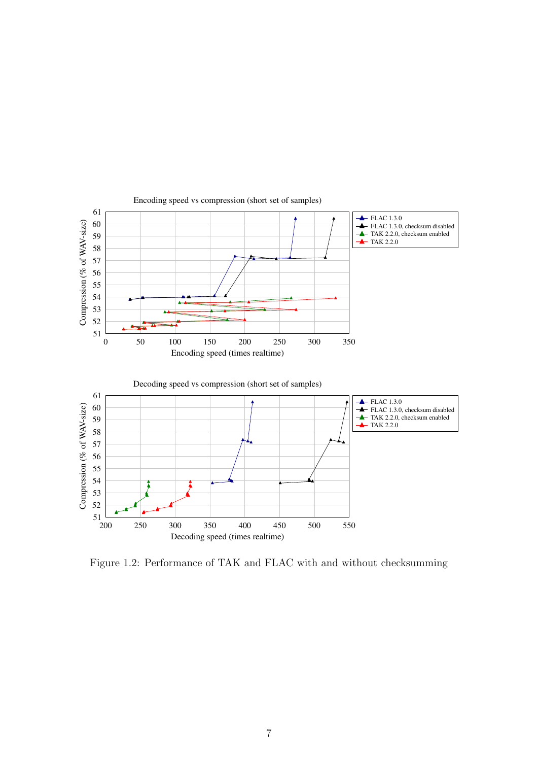Encoding speed vs compression (short set of samples)

Decoding speed vs compression (short set of samples)

Figure 1.2: Performance of TAK and FLAC with and without checksumming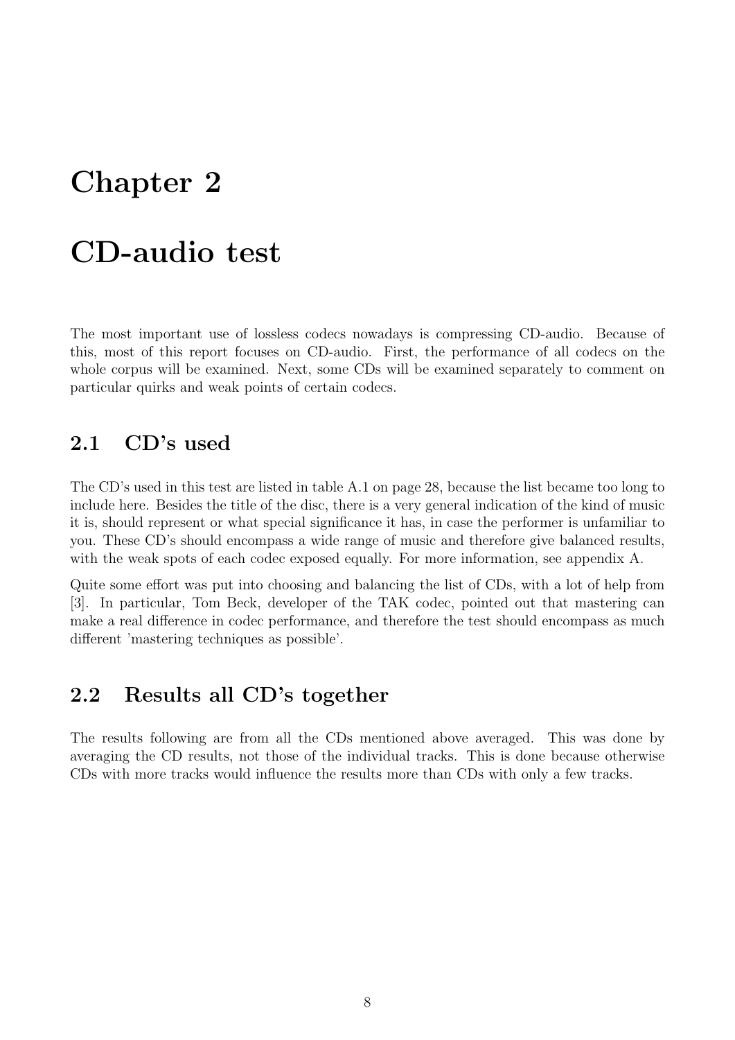# Chapter 2

# CD-audio test

The most important use of lossless codecs nowadays is compressing CD-audio. Because of this, most of this report focuses on CD-audio. First, the performance of all codecs on the whole corpus will be examined. Next, some CDs will be examined separately to comment on particular quirks and weak points of certain codecs.

## 2.1 CD's used

The CD's used in this test are listed in table A.1 on page 28, because the list became too long to include here. Besides the title of the disc, there is a very general indication of the kind of music it is, should represent or what special significance it has, in case the performer is unfamiliar to you. These CD's should encompass a wide range of music and therefore give balanced results, with the weak spots of each codec exposed equally. For more information, see appendix A.

Quite some effort was put into choosing and balancing the list of CDs, with a lot of help from [3]. In particular, Tom Beck, developer of the TAK codec, pointed out that mastering can make a real difference in codec performance, and therefore the test should encompass as much different 'mastering techniques as possible'.

## 2.2 Results all CD's together

The results following are from all the CDs mentioned above averaged. This was done by averaging the CD results, not those of the individual tracks. This is done because otherwise CDs with more tracks would influence the results more than CDs with only a few tracks.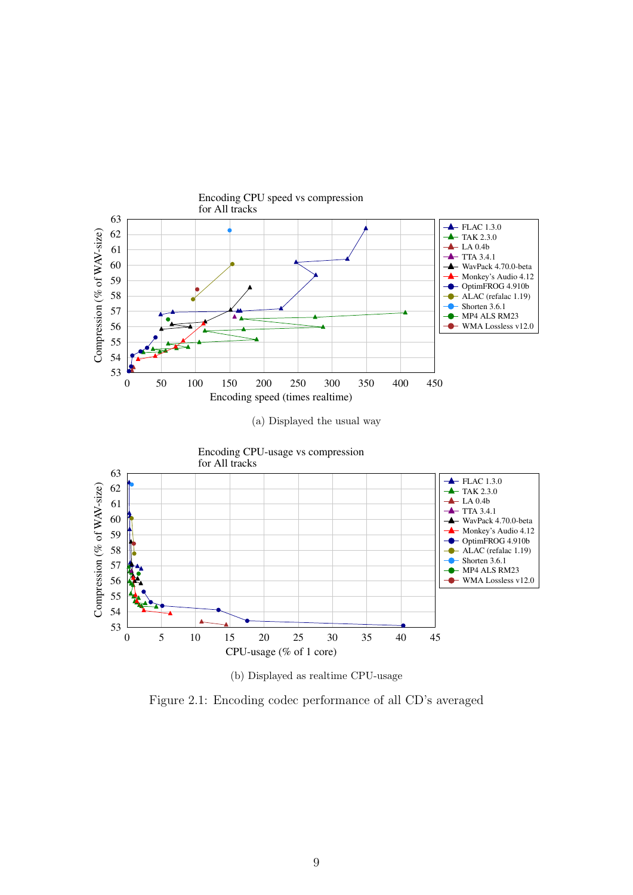Encoding CPU speed vs compression
for All tracks

(a) Displayed the usual way

Encoding CPU-usage vs compression
for All tracks

(b) Displayed as realtime CPU-usage

Figure 2.1: Encoding codec performance of all CD's averaged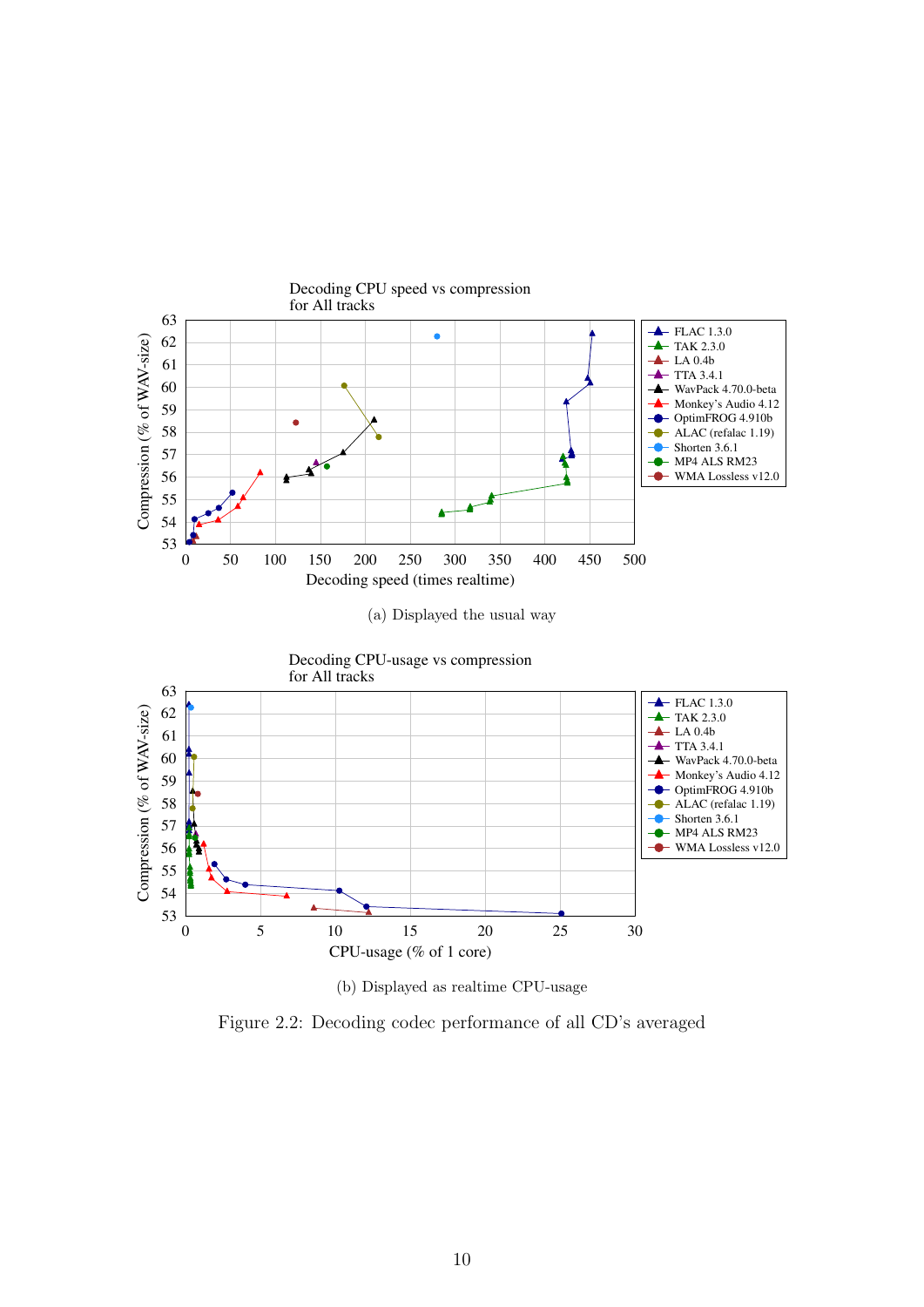(a) Displayed the usual way

(b) Displayed as realtime CPU-usage

Figure 2.2: Decoding codec performance of all CD's averaged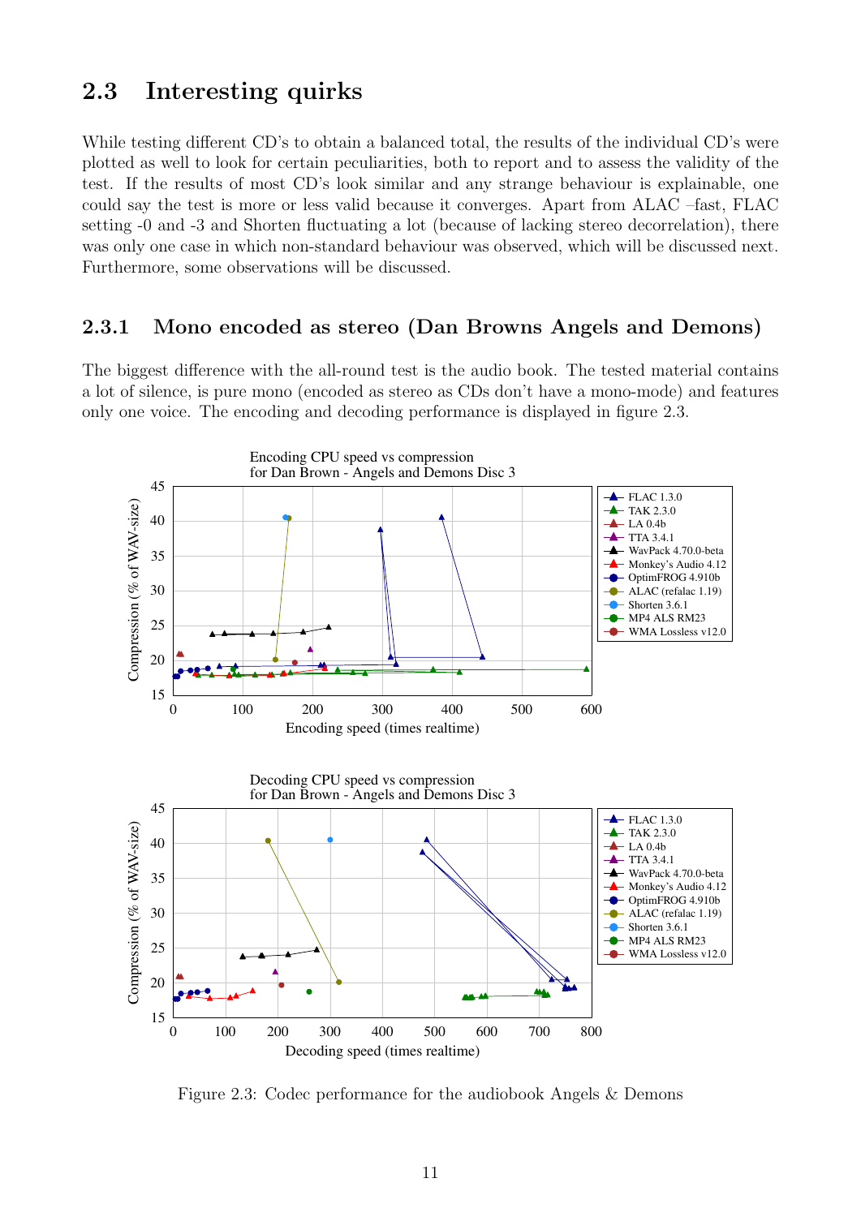## 2.3 Interesting quirks

While testing different CD's to obtain a balanced total, the results of the individual CD's were plotted as well to look for certain peculiarities, both to report and to assess the validity of the test. If the results of most CD's look similar and any strange behaviour is explainable, one could say the test is more or less valid because it converges. Apart from ALAC –fast, FLAC setting -0 and -3 and Shorten fluctuating a lot (because of lacking stereo decorrelation), there was only one case in which non-standard behaviour was observed, which will be discussed next. Furthermore, some observations will be discussed.

### 2.3.1 Mono encoded as stereo (Dan Browns Angels and Demons)

The biggest difference with the all-round test is the audio book. The tested material contains a lot of silence, is pure mono (encoded as stereo as CDs don't have a mono-mode) and features only one voice. The encoding and decoding performance is displayed in figure 2.3.

Figure 2.3: Codec performance for the audiobook Angels & Demons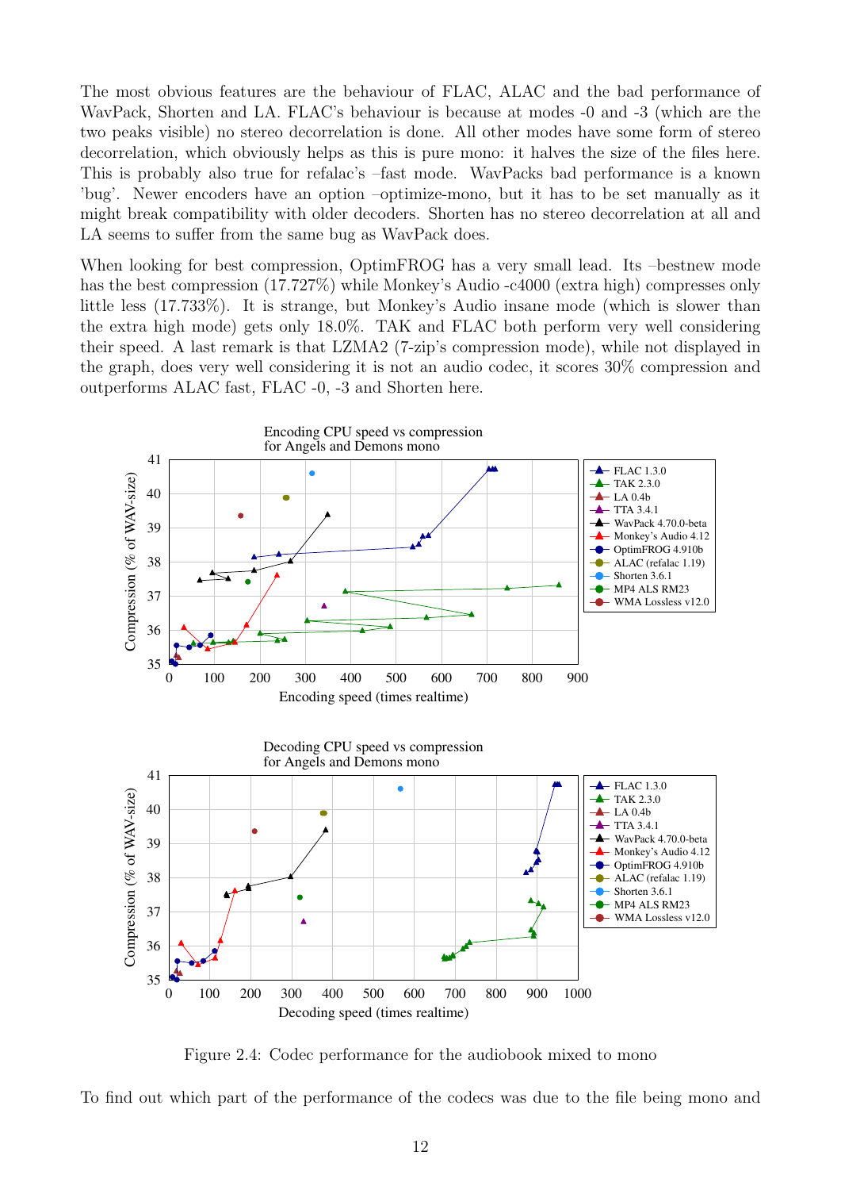The most obvious features are the behaviour of FLAC, ALAC and the bad performance of WavPack, Shorten and LA. FLAC's behaviour is because at modes -0 and -3 (which are the two peaks visible) no stereo decorrelation is done. All other modes have some form of stereo decorrelation, which obviously helps as this is pure mono: it halves the size of the files here. This is probably also true for refalac's –fast mode. WavPacks bad performance is a known 'bug'. Newer encoders have an option –optimize-mono, but it has to be set manually as it might break compatibility with older decoders. Shorten has no stereo decorrelation at all and LA seems to suffer from the same bug as WavPack does.

When looking for best compression, OptimFROG has a very small lead. Its –bestnew mode has the best compression (17.727%) while Monkey's Audio -c4000 (extra high) compresses only little less (17.733%). It is strange, but Monkey's Audio insane mode (which is slower than the extra high mode) gets only 18.0%. TAK and FLAC both perform very well considering their speed. A last remark is that LZMA2 (7-zip's compression mode), while not displayed in the graph, does very well considering it is not an audio codec, it scores 30% compression and outperforms ALAC fast, FLAC -0, -3 and Shorten here.

Figure 2.4: Codec performance for the audiobook mixed to mono

To find out which part of the performance of the codecs was due to the file being mono and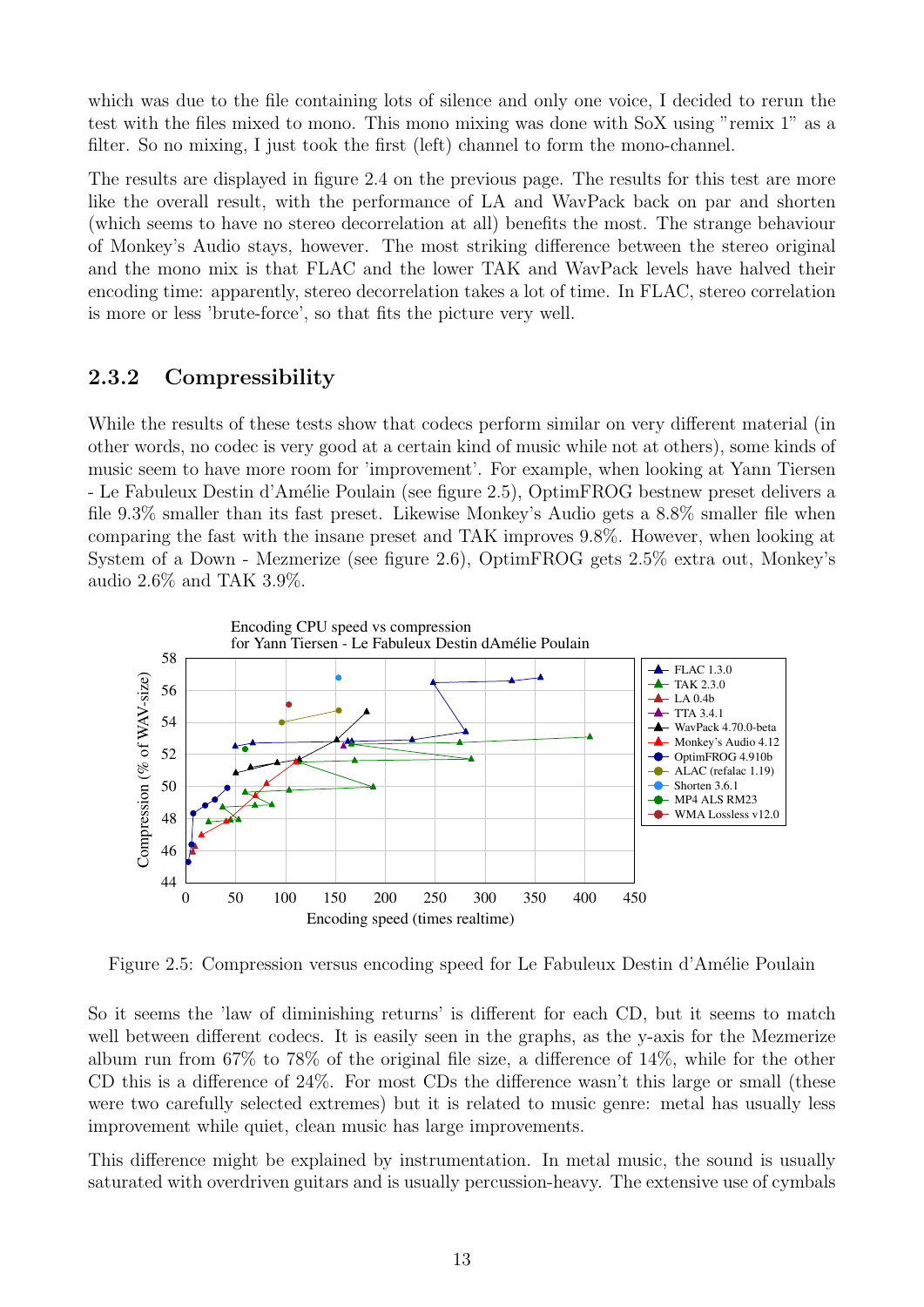which was due to the file containing lots of silence and only one voice, I decided to rerun the test with the files mixed to mono. This mono mixing was done with SoX using "remix 1" as a filter. So no mixing, I just took the first (left) channel to form the mono-channel.

The results are displayed in figure 2.4 on the previous page. The results for this test are more like the overall result, with the performance of LA and WavPack back on par and shorten (which seems to have no stereo decorrelation at all) benefits the most. The strange behaviour of Monkey's Audio stays, however. The most striking difference between the stereo original and the mono mix is that FLAC and the lower TAK and WavPack levels have halved their encoding time: apparently, stereo decorrelation takes a lot of time. In FLAC, stereo correlation is more or less 'brute-force', so that fits the picture very well.

### 2.3.2 Compressibility

While the results of these tests show that codecs perform similar on very different material (in other words, no codec is very good at a certain kind of music while not at others), some kinds of music seem to have more room for 'improvement'. For example, when looking at Yann Tiersen - Le Fabuleux Destin d'Amélie Poulain (see figure 2.5), OptimFROG bestnew preset delivers a file 9.3% smaller than its fast preset. Likewise Monkey's Audio gets a 8.8% smaller file when comparing the fast with the insane preset and TAK improves 9.8%. However, when looking at System of a Down - Mezmerize (see figure 2.6), OptimFROG gets 2.5% extra out, Monkey's audio 2.6% and TAK 3.9%.

Figure 2.5: Compression versus encoding speed for Le Fabuleux Destin d'Amélie Poulain

So it seems the 'law of diminishing returns' is different for each CD, but it seems to match well between different codecs. It is easily seen in the graphs, as the y-axis for the Mezmerize album run from 67% to 78% of the original file size, a difference of 14%, while for the other CD this is a difference of 24%. For most CDs the difference wasn't this large or small (these were two carefully selected extremes) but it is related to music genre: metal has usually less improvement while quiet, clean music has large improvements.

This difference might be explained by instrumentation. In metal music, the sound is usually saturated with overdriven guitars and is usually percussion-heavy. The extensive use of cymbals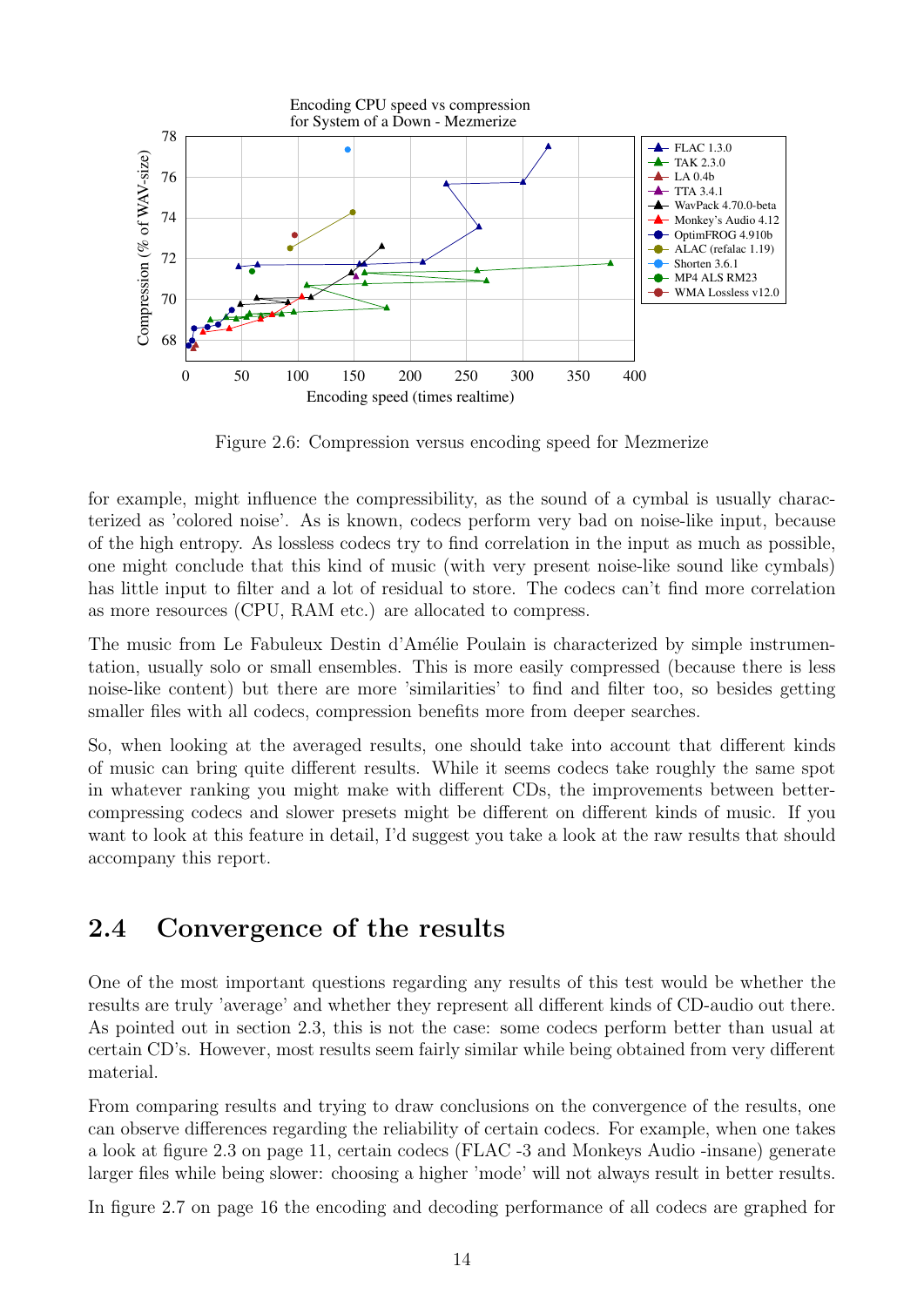Figure 2.6: Compression versus encoding speed for Mezmerize

for example, might influence the compressibility, as the sound of a cymbal is usually characterized as 'colored noise'. As is known, codecs perform very bad on noise-like input, because of the high entropy. As lossless codecs try to find correlation in the input as much as possible, one might conclude that this kind of music (with very present noise-like sound like cymbals) has little input to filter and a lot of residual to store. The codecs can't find more correlation as more resources (CPU, RAM etc.) are allocated to compress.

The music from Le Fabuleux Destin d'Amélie Poulain is characterized by simple instrumentation, usually solo or small ensembles. This is more easily compressed (because there is less noise-like content) but there are more 'similarities' to find and filter too, so besides getting smaller files with all codecs, compression benefits more from deeper searches.

So, when looking at the averaged results, one should take into account that different kinds of music can bring quite different results. While it seems codecs take roughly the same spot in whatever ranking you might make with different CDs, the improvements between better-compressing codecs and slower presets might be different on different kinds of music. If you want to look at this feature in detail, I'd suggest you take a look at the raw results that should accompany this report.

## 2.4 Convergence of the results

One of the most important questions regarding any results of this test would be whether the results are truly 'average' and whether they represent all different kinds of CD-audio out there. As pointed out in section 2.3, this is not the case: some codecs perform better than usual at certain CD's. However, most results seem fairly similar while being obtained from very different material.

From comparing results and trying to draw conclusions on the convergence of the results, one can observe differences regarding the reliability of certain codecs. For example, when one takes a look at figure 2.3 on page 11, certain codecs (FLAC -3 and Monkeys Audio -insane) generate larger files while being slower: choosing a higher 'mode' will not always result in better results.

In figure 2.7 on page 16 the encoding and decoding performance of all codecs are graphed for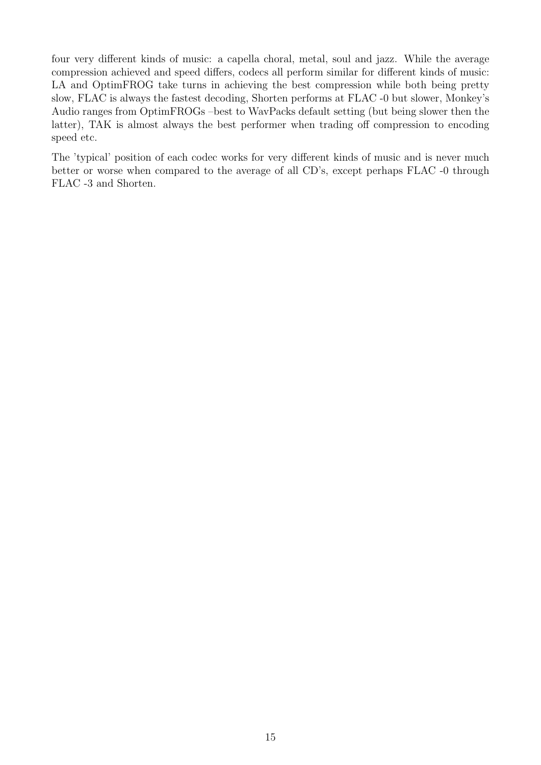four very different kinds of music: a capella choral, metal, soul and jazz. While the average compression achieved and speed differs, codecs all perform similar for different kinds of music: LA and OptimFROG take turns in achieving the best compression while both being pretty slow, FLAC is always the fastest decoding, Shorten performs at FLAC -0 but slower, Monkey's Audio ranges from OptimFROGs –best to WavPacks default setting (but being slower then the latter), TAK is almost always the best performer when trading off compression to encoding speed etc.

The 'typical' position of each codec works for very different kinds of music and is never much better or worse when compared to the average of all CD's, except perhaps FLAC -0 through FLAC -3 and Shorten.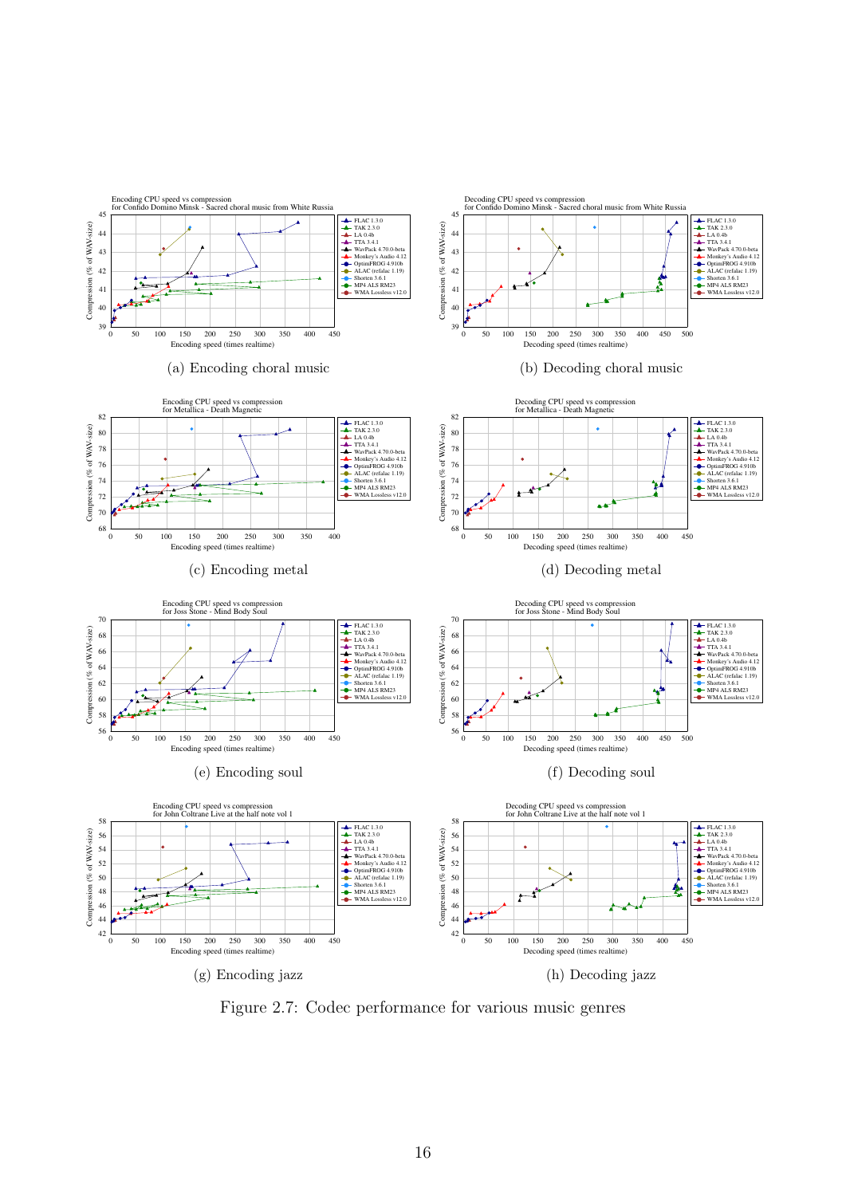(a) Encoding choral music

(b) Decoding choral music

(c) Encoding metal

(d) Decoding metal

(e) Encoding soul

(f) Decoding soul

(g) Encoding jazz

(h) Decoding jazz

Figure 2.7: Codec performance for various music genres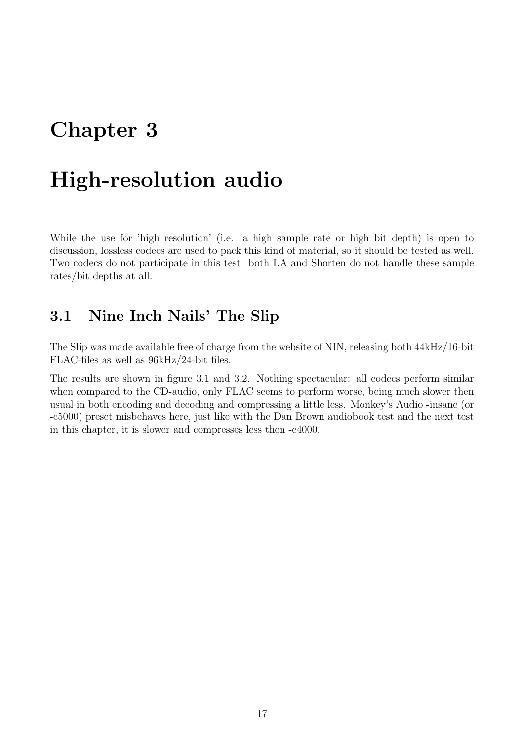# Chapter 3

# High-resolution audio

While the use for 'high resolution' (i.e. a high sample rate or high bit depth) is open to discussion, lossless codecs are used to pack this kind of material, so it should be tested as well. Two codecs do not participate in this test: both LA and Shorten do not handle these sample rates/bit depths at all.

## 3.1 Nine Inch Nails' The Slip

The Slip was made available free of charge from the website of NIN, releasing both 44kHz/16-bit FLAC-files as well as 96kHz/24-bit files.

The results are shown in figure 3.1 and 3.2. Nothing spectacular: all codecs perform similar when compared to the CD-audio, only FLAC seems to perform worse, being much slower then usual in both encoding and decoding and compressing a little less. Monkey's Audio -insane (or -c5000) preset misbehaves here, just like with the Dan Brown audiobook test and the next test in this chapter, it is slower and compresses less then -c4000.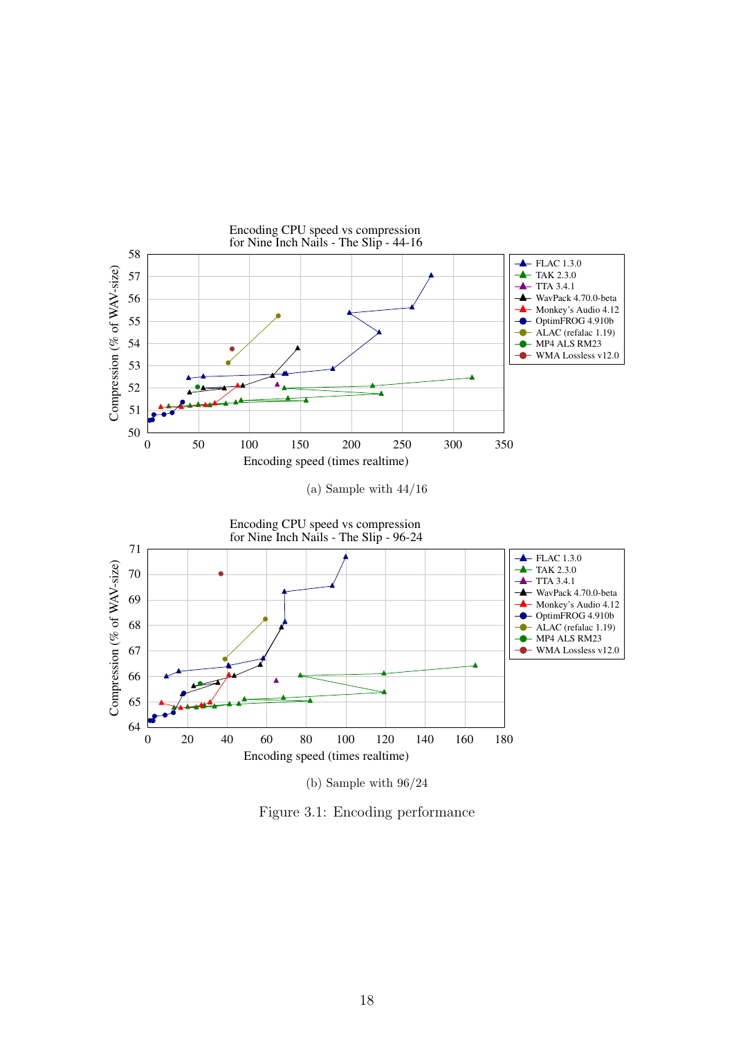Encoding CPU speed vs compression
for Nine Inch Nails - The Slip - 44-16

(a) Sample with 44/16

Encoding CPU speed vs compression
for Nine Inch Nails - The Slip - 96-24

(b) Sample with 96/24

Figure 3.1: Encoding performance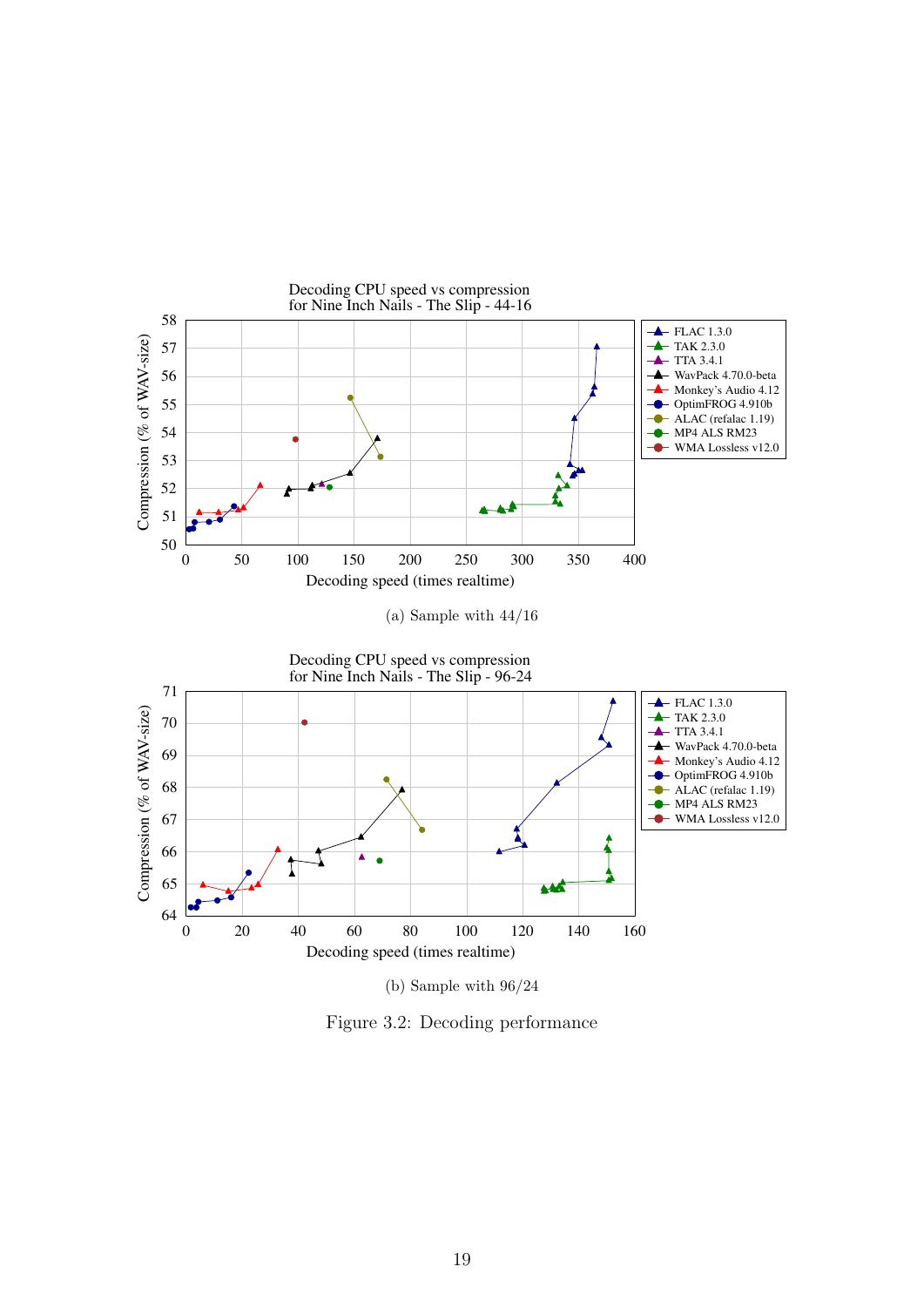Decoding CPU speed vs compression
for Nine Inch Nails - The Slip - 44-16

(a) Sample with 44/16

Decoding CPU speed vs compression
for Nine Inch Nails - The Slip - 96-24

(b) Sample with 96/24

Figure 3.2: Decoding performance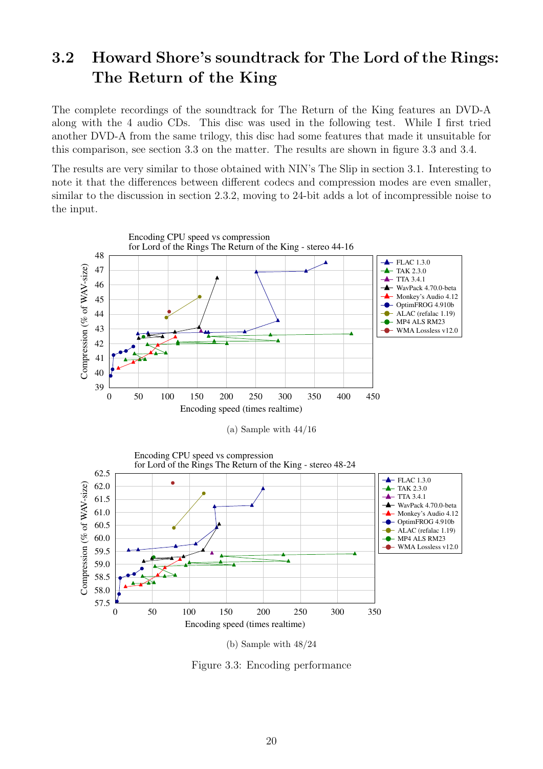## 3.2 Howard Shore's soundtrack for The Lord of the Rings: The Return of the King

The complete recordings of the soundtrack for The Return of the King features an DVD-A along with the 4 audio CDs. This disc was used in the following test. While I first tried another DVD-A from the same trilogy, this disc had some features that made it unsuitable for this comparison, see section 3.3 on the matter. The results are shown in figure 3.3 and 3.4.

The results are very similar to those obtained with NIN's The Slip in section 3.1. Interesting to note it that the differences between different codecs and compression modes are even smaller, similar to the discussion in section 2.3.2, moving to 24-bit adds a lot of incompressible noise to the input.

(a) Sample with 44/16

(b) Sample with 48/24

Figure 3.3: Encoding performance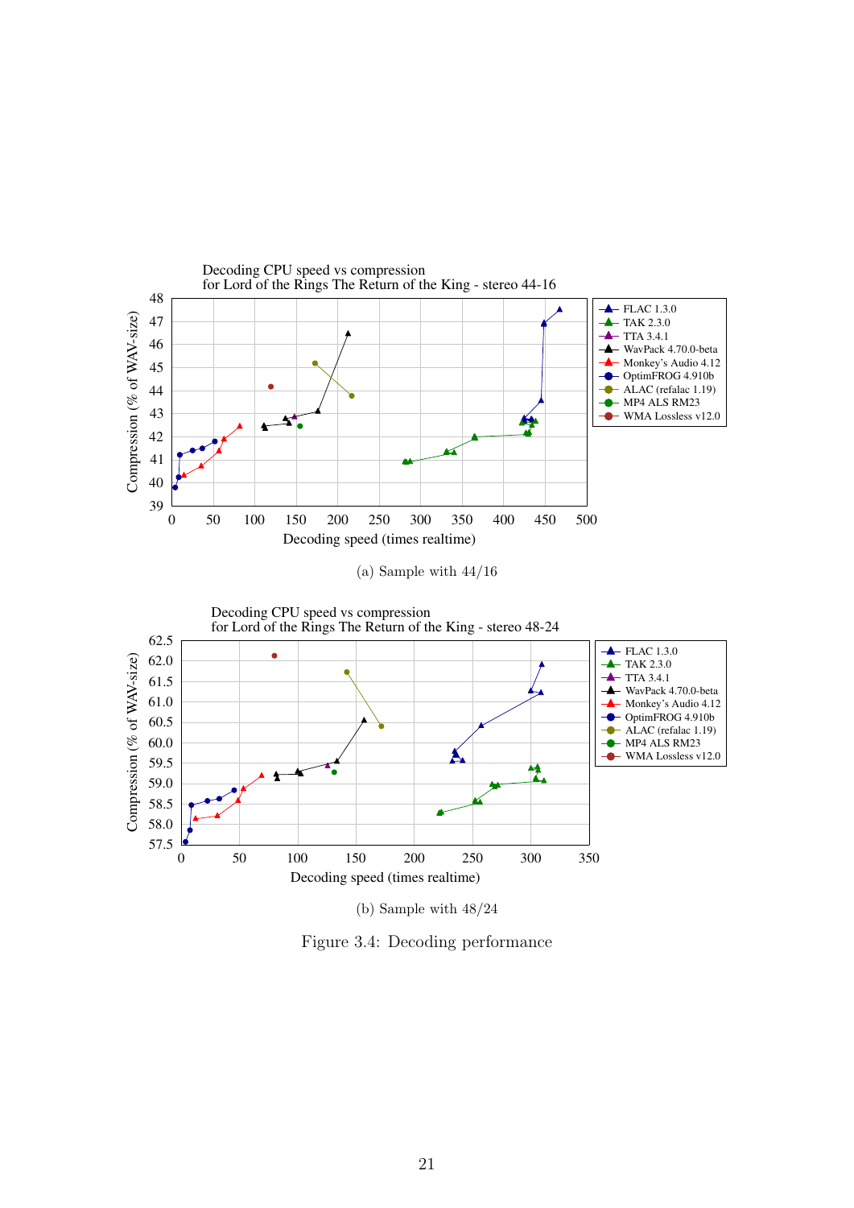(a) Sample with 44/16

(b) Sample with 48/24

Figure 3.4: Decoding performance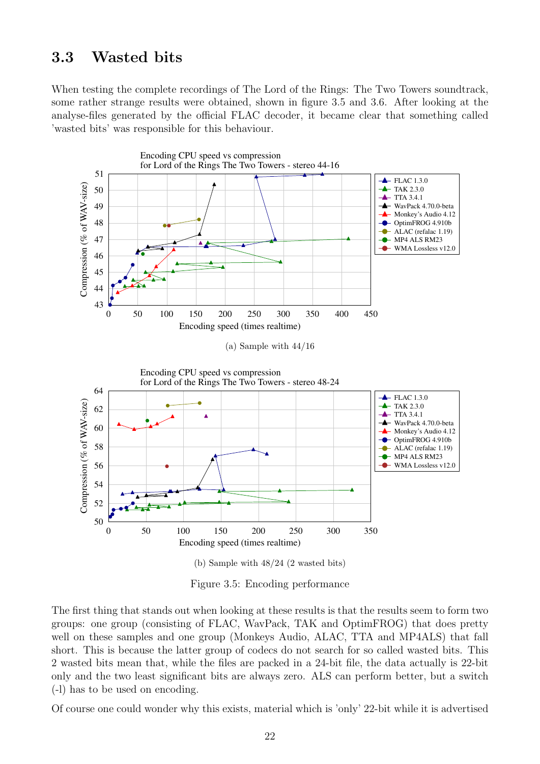## 3.3 Wasted bits

When testing the complete recordings of The Lord of the Rings: The Two Towers soundtrack, some rather strange results were obtained, shown in figure 3.5 and 3.6. After looking at the analyse-files generated by the official FLAC decoder, it became clear that something called 'wasted bits' was responsible for this behaviour.

(a) Sample with 44/16

(b) Sample with 48/24 (2 wasted bits)

Figure 3.5: Encoding performance

The first thing that stands out when looking at these results is that the results seem to form two groups: one group (consisting of FLAC, WavPack, TAK and OptimFROG) that does pretty well on these samples and one group (Monkeys Audio, ALAC, TTA and MP4ALS) that fall short. This is because the latter group of codecs do not search for so called wasted bits. This 2 wasted bits mean that, while the files are packed in a 24-bit file, the data actually is 22-bit only and the two least significant bits are always zero. ALS can perform better, but a switch (-l) has to be used on encoding.

Of course one could wonder why this exists, material which is 'only' 22-bit while it is advertised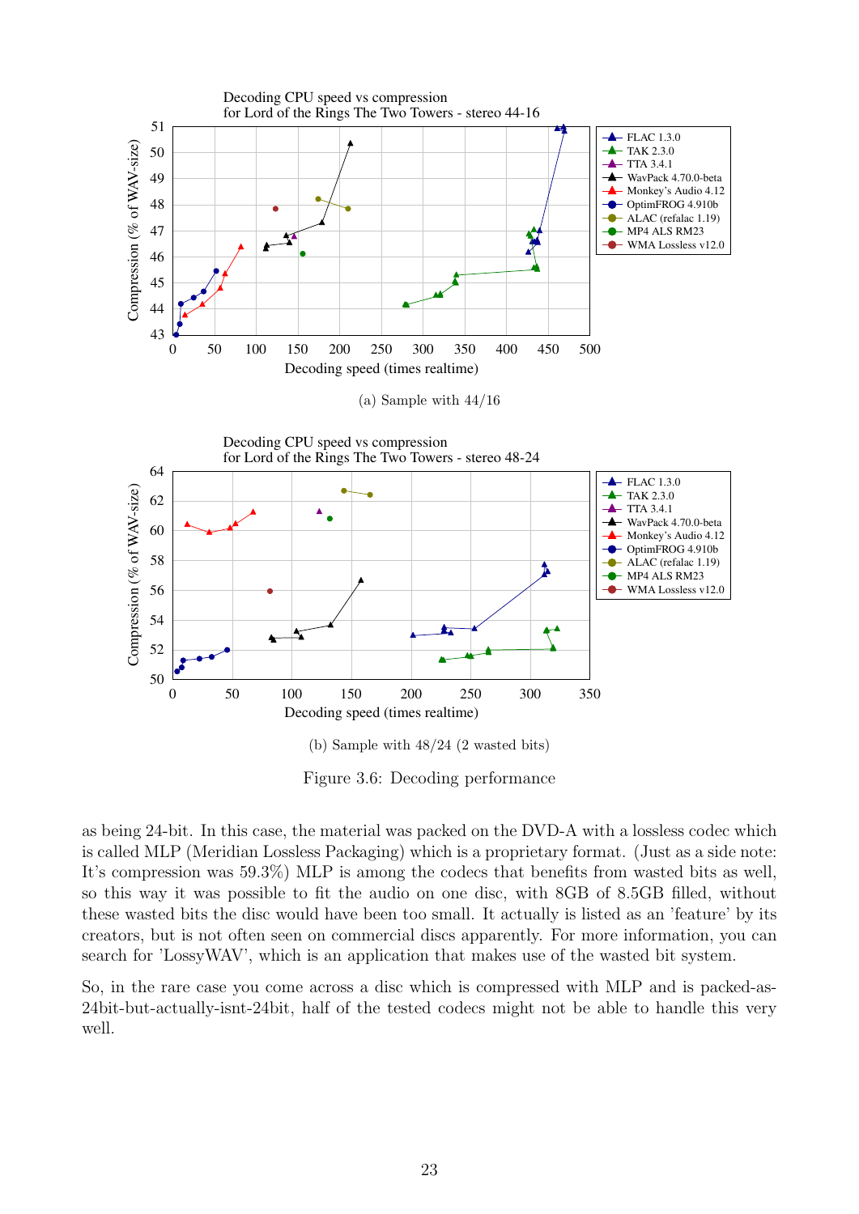(a) Sample with 44/16

(b) Sample with 48/24 (2 wasted bits)

Figure 3.6: Decoding performance

as being 24-bit. In this case, the material was packed on the DVD-A with a lossless codec which is called MLP (Meridian Lossless Packaging) which is a proprietary format. (Just as a side note: It's compression was 59.3%) MLP is among the codecs that benefits from wasted bits as well, so this way it was possible to fit the audio on one disc, with 8GB of 8.5GB filled, without these wasted bits the disc would have been too small. It actually is listed as an 'feature' by its creators, but is not often seen on commercial discs apparently. For more information, you can search for 'LossyWAV', which is an application that makes use of the wasted bit system.

So, in the rare case you come across a disc which is compressed with MLP and is packed-as-24bit-but-actually-isnt-24bit, half of the tested codecs might not be able to handle this very well.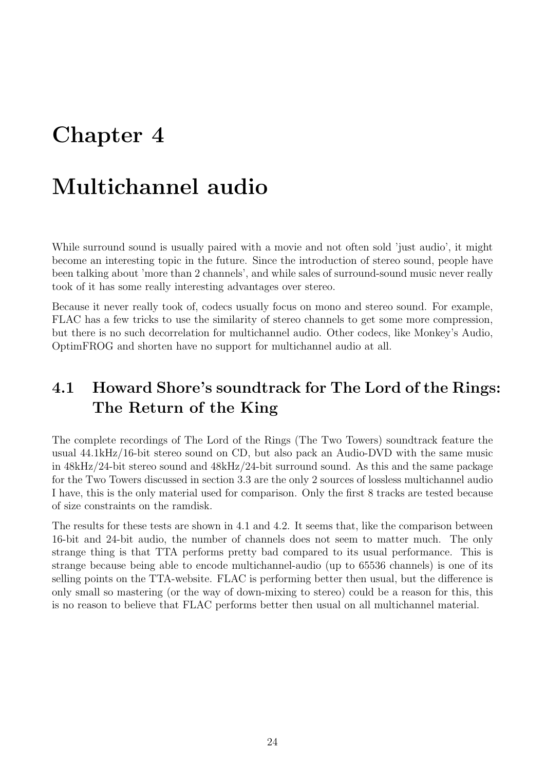# Chapter 4

# Multichannel audio

While surround sound is usually paired with a movie and not often sold 'just audio', it might become an interesting topic in the future. Since the introduction of stereo sound, people have been talking about 'more than 2 channels', and while sales of surround-sound music never really took of it has some really interesting advantages over stereo.

Because it never really took of, codecs usually focus on mono and stereo sound. For example, FLAC has a few tricks to use the similarity of stereo channels to get some more compression, but there is no such decorrelation for multichannel audio. Other codecs, like Monkey's Audio, OptimFROG and shorten have no support for multichannel audio at all.

## 4.1 Howard Shore's soundtrack for The Lord of the Rings: The Return of the King

The complete recordings of The Lord of the Rings (The Two Towers) soundtrack feature the usual 44.1kHz/16-bit stereo sound on CD, but also pack an Audio-DVD with the same music in 48kHz/24-bit stereo sound and 48kHz/24-bit surround sound. As this and the same package for the Two Towers discussed in section 3.3 are the only 2 sources of lossless multichannel audio I have, this is the only material used for comparison. Only the first 8 tracks are tested because of size constraints on the ramdisk.

The results for these tests are shown in 4.1 and 4.2. It seems that, like the comparison between 16-bit and 24-bit audio, the number of channels does not seem to matter much. The only strange thing is that TTA performs pretty bad compared to its usual performance. This is strange because being able to encode multichannel-audio (up to 65536 channels) is one of its selling points on the TTA-website. FLAC is performing better then usual, but the difference is only small so mastering (or the way of down-mixing to stereo) could be a reason for this, this is no reason to believe that FLAC performs better then usual on all multichannel material.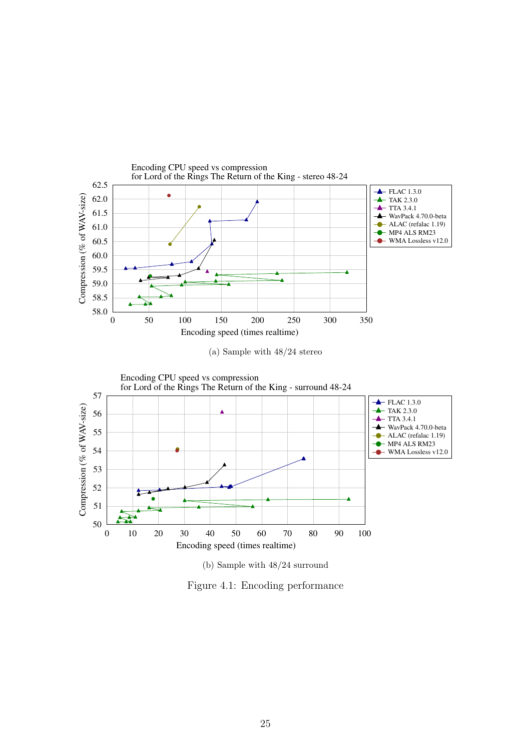Encoding CPU speed vs compression
for Lord of the Rings The Return of the King - stereo 48-24

(a) Sample with 48/24 stereo

Encoding CPU speed vs compression
for Lord of the Rings The Return of the King - surround 48-24

(b) Sample with 48/24 surround

Figure 4.1: Encoding performance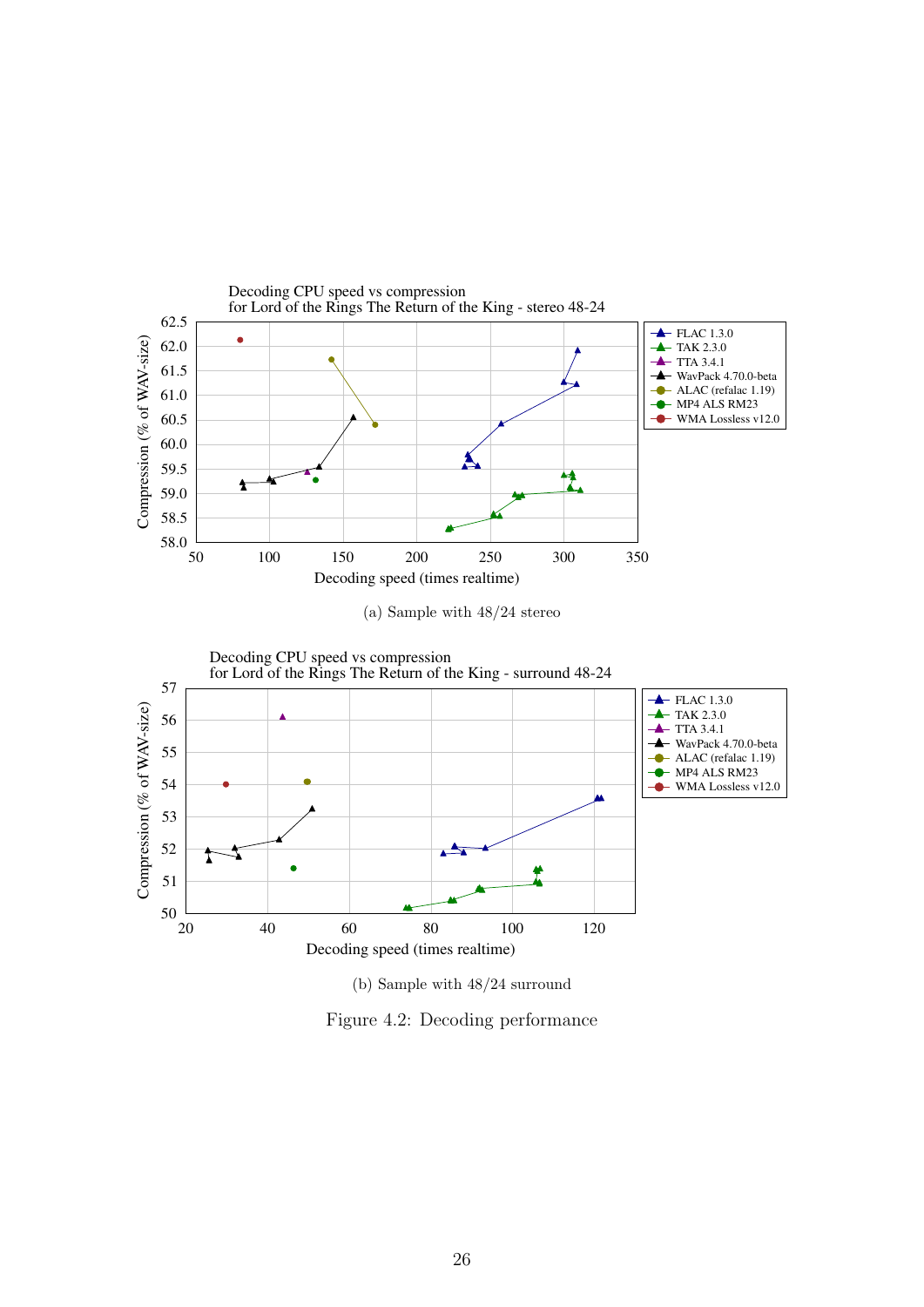Decoding CPU speed vs compression
for Lord of the Rings The Return of the King - stereo 48-24

(a) Sample with 48/24 stereo

Decoding CPU speed vs compression
for Lord of the Rings The Return of the King - surround 48-24

(b) Sample with 48/24 surround

Figure 4.2: Decoding performance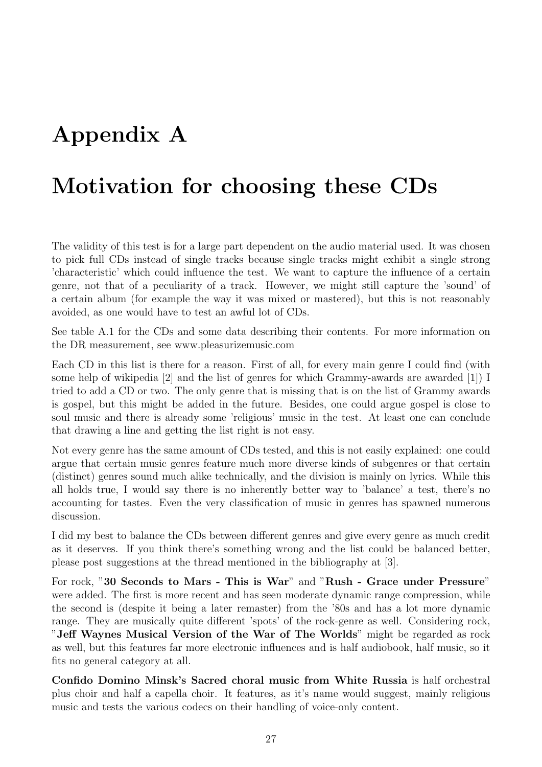# Appendix A

# Motivation for choosing these CDs

The validity of this test is for a large part dependent on the audio material used. It was chosen to pick full CDs instead of single tracks because single tracks might exhibit a single strong 'characteristic' which could influence the test. We want to capture the influence of a certain genre, not that of a peculiarity of a track. However, we might still capture the 'sound' of a certain album (for example the way it was mixed or mastered), but this is not reasonably avoided, as one would have to test an awful lot of CDs.

See table A.1 for the CDs and some data describing their contents. For more information on the DR measurement, see www.pleasurizemusic.com

Each CD in this list is there for a reason. First of all, for every main genre I could find (with some help of wikipedia [2] and the list of genres for which Grammy-awards are awarded [1]) I tried to add a CD or two. The only genre that is missing that is on the list of Grammy awards is gospel, but this might be added in the future. Besides, one could argue gospel is close to soul music and there is already some 'religious' music in the test. At least one can conclude that drawing a line and getting the list right is not easy.

Not every genre has the same amount of CDs tested, and this is not easily explained: one could argue that certain music genres feature much more diverse kinds of subgenres or that certain (distinct) genres sound much alike technically, and the division is mainly on lyrics. While this all holds true, I would say there is no inherently better way to 'balance' a test, there's no accounting for tastes. Even the very classification of music in genres has spawned numerous discussion.

I did my best to balance the CDs between different genres and give every genre as much credit as it deserves. If you think there's something wrong and the list could be balanced better, please post suggestions at the thread mentioned in the bibliography at [3].

For rock, "**30 Seconds to Mars - This is War**" and "**Rush - Grace under Pressure**" were added. The first is more recent and has seen moderate dynamic range compression, while the second is (despite it being a later remaster) from the '80s and has a lot more dynamic range. They are musically quite different 'spots' of the rock-genre as well. Considering rock, "**Jeff Waynes Musical Version of the War of The Worlds**" might be regarded as rock as well, but this features far more electronic influences and is half audiobook, half music, so it fits no general category at all.

**Confido Domino Minsk's Sacred choral music from White Russia** is half orchestral plus choir and half a capella choir. It features, as it's name would suggest, mainly religious music and tests the various codecs on their handling of voice-only content.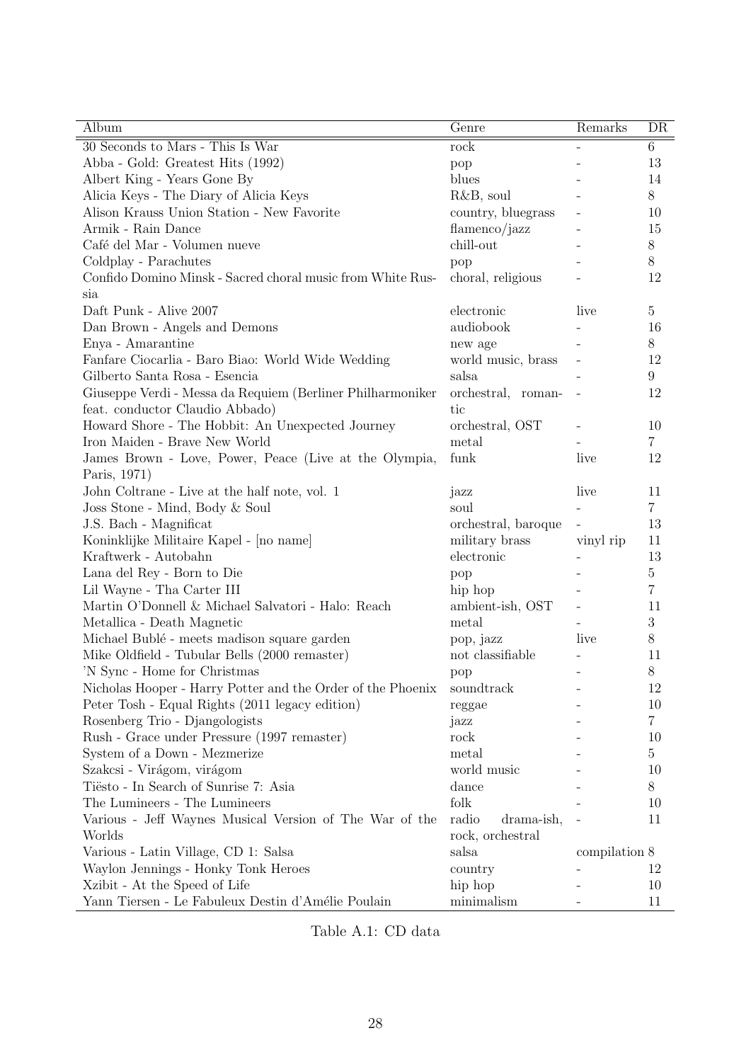| Album | Genre | Remarks | DR |
|---|---|---|---|
| 30 Seconds to Mars - This Is War | rock | - | 6 |
| Abba - Gold: Greatest Hits (1992) | pop | - | 13 |
| Albert King - Years Gone By | blues | - | 14 |
| Alicia Keys - The Diary of Alicia Keys | R&B, soul | - | 8 |
| Alison Krauss Union Station - New Favorite | country, bluegrass | - | 10 |
| Armik - Rain Dance | flamenco/jazz | - | 15 |
| Café del Mar - Volumen nueve | chill-out | - | 8 |
| Coldplay - Parachutes | pop | - | 8 |
| Confido Domino Minsk - Sacred choral music from White Russia | choral, religious | - | 12 |
| Daft Punk - Alive 2007 | electronic | live | 5 |
| Dan Brown - Angels and Demons | audiobook | - | 16 |
| Enya - Amarantine | new age | - | 8 |
| Fanfare Ciocarlia - Baro Biao: World Wide Wedding | world music, brass | - | 12 |
| Gilberto Santa Rosa - Esencia | salsa | - | 9 |
| Giuseppe Verdi - Messa da Requiem (Berliner Philharmoniker feat. conductor Claudio Abbado) | orchestral, romantic | - | 12 |
| Howard Shore - The Hobbit: An Unexpected Journey | orchestral, OST | - | 10 |
| Iron Maiden - Brave New World | metal | - | 7 |
| James Brown - Love, Power, Peace (Live at the Olympia, Paris, 1971) | funk | live | 12 |
| John Coltrane - Live at the half note, vol. 1 | jazz | live | 11 |
| Joss Stone - Mind, Body & Soul | soul | - | 7 |
| J.S. Bach - Magnificat | orchestral, baroque | - | 13 |
| Koninklijke Militaire Kapel - [no name] | military brass | vinyl rip | 11 |
| Kraftwerk - Autobahn | electronic | - | 13 |
| Lana del Rey - Born to Die | pop | - | 5 |
| Lil Wayne - Tha Carter III | hip hop | - | 7 |
| Martin O'Donnell & Michael Salvatori - Halo: Reach | ambient-ish, OST | - | 11 |
| Metallica - Death Magnetic | metal | - | 3 |
| Michael Bublé - meets madison square garden | pop, jazz | live | 8 |
| Mike Oldfield - Tubular Bells (2000 remaster) | not classifiable | - | 11 |
| 'N Sync - Home for Christmas | pop | - | 8 |
| Nicholas Hooper - Harry Potter and the Order of the Phoenix | soundtrack | - | 12 |
| Peter Tosh - Equal Rights (2011 legacy edition) | reggae | - | 10 |
| Rosenberg Trio - Djangologists | jazz | - | 7 |
| Rush - Grace under Pressure (1997 remaster) | rock | - | 10 |
| System of a Down - Mezmerize | metal | - | 5 |
| Szakcsi - Virágom, virágom | world music | - | 10 |
| Tiësto - In Search of Sunrise 7: Asia | dance | - | 8 |
| The Lumineers - The Lumineers | folk | - | 10 |
| Various - Jeff Waynes Musical Version of The War of the Worlds | radio drama-ish, rock, orchestral | - | 11 |
| Various - Latin Village, CD 1: Salsa | salsa | compilation | 8 |
| Waylon Jennings - Honky Tonk Heroes | country | - | 12 |
| Xzibit - At the Speed of Life | hip hop | - | 10 |
| Yann Tiersen - Le Fabuleux Destin d'Amélie Poulain | minimalism | - | 11 |

Table A.1: CD data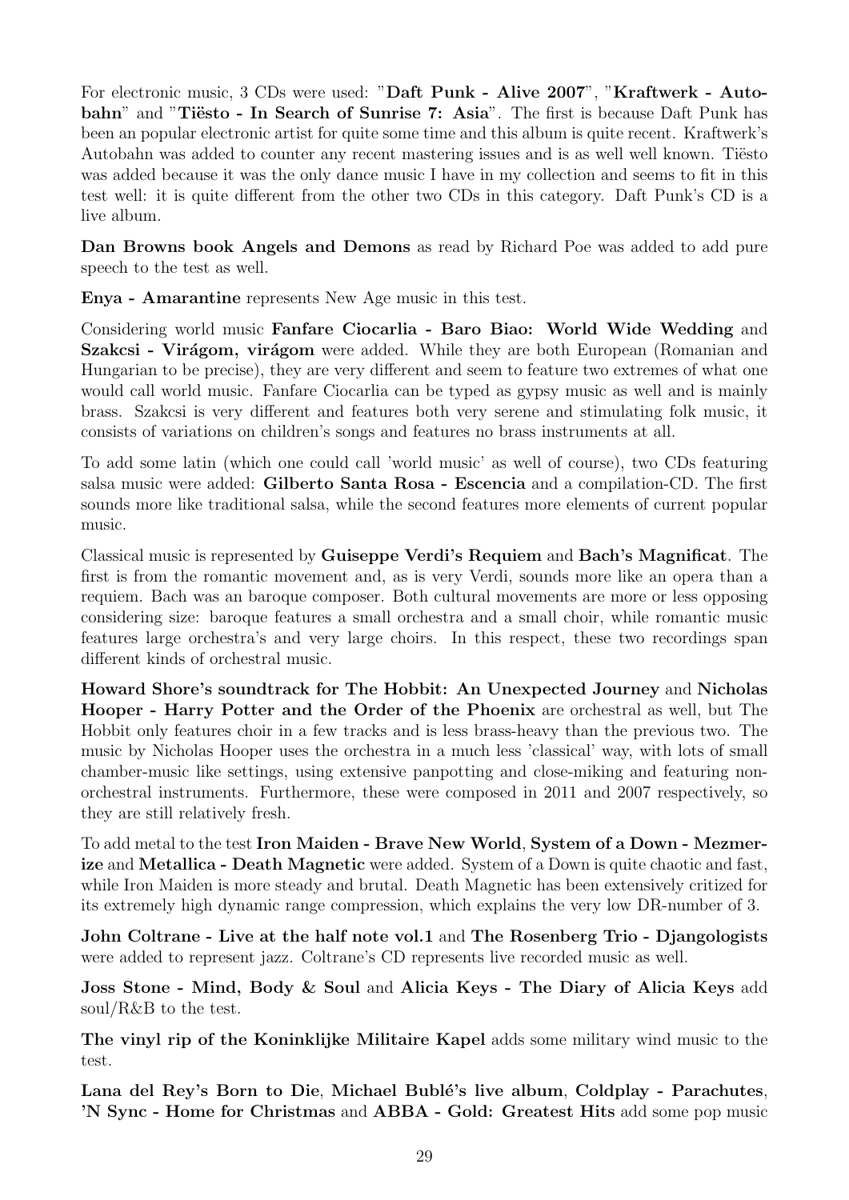For electronic music, 3 CDs were used: "**Daft Punk - Alive 2007**", "**Kraftwerk - Autobahn**" and "**Tiësto - In Search of Sunrise 7: Asia**". The first is because Daft Punk has been an popular electronic artist for quite some time and this album is quite recent. Kraftwerk's Autobahn was added to counter any recent mastering issues and is as well well known. Tiësto was added because it was the only dance music I have in my collection and seems to fit in this test well: it is quite different from the other two CDs in this category. Daft Punk's CD is a live album.

**Dan Browns book Angels and Demons** as read by Richard Poe was added to add pure speech to the test as well.

**Enya - Amarantine** represents New Age music in this test.

Considering world music **Fanfare Ciocarlia - Baro Biao: World Wide Wedding** and **Szakcsi - Virágom, virágom** were added. While they are both European (Romanian and Hungarian to be precise), they are very different and seem to feature two extremes of what one would call world music. Fanfare Ciocarlia can be typed as gypsy music as well and is mainly brass. Szakcsi is very different and features both very serene and stimulating folk music, it consists of variations on children's songs and features no brass instruments at all.

To add some latin (which one could call 'world music' as well of course), two CDs featuring salsa music were added: **Gilberto Santa Rosa - Escencia** and a compilation-CD. The first sounds more like traditional salsa, while the second features more elements of current popular music.

Classical music is represented by **Guiseppe Verdi's Requiem** and **Bach's Magnificat**. The first is from the romantic movement and, as is very Verdi, sounds more like an opera than a requiem. Bach was an baroque composer. Both cultural movements are more or less opposing considering size: baroque features a small orchestra and a small choir, while romantic music features large orchestra's and very large choirs. In this respect, these two recordings span different kinds of orchestral music.

**Howard Shore's soundtrack for The Hobbit: An Unexpected Journey** and **Nicholas Hooper - Harry Potter and the Order of the Phoenix** are orchestral as well, but The Hobbit only features choir in a few tracks and is less brass-heavy than the previous two. The music by Nicholas Hooper uses the orchestra in a much less 'classical' way, with lots of small chamber-music like settings, using extensive panpotting and close-miking and featuring non-orchestral instruments. Furthermore, these were composed in 2011 and 2007 respectively, so they are still relatively fresh.

To add metal to the test **Iron Maiden - Brave New World**, **System of a Down - Mezmerize** and **Metallica - Death Magnetic** were added. System of a Down is quite chaotic and fast, while Iron Maiden is more steady and brutal. Death Magnetic has been extensively critized for its extremely high dynamic range compression, which explains the very low DR-number of 3.

**John Coltrane - Live at the half note vol.1** and **The Rosenberg Trio - Djangologists** were added to represent jazz. Coltrane's CD represents live recorded music as well.

**Joss Stone - Mind, Body & Soul** and **Alicia Keys - The Diary of Alicia Keys** add soul/R&B to the test.

**The vinyl rip of the Koninklijke Militaire Kapel** adds some military wind music to the test.

**Lana del Rey's Born to Die**, **Michael Bublé's live album**, **Coldplay - Parachutes**, **'N Sync - Home for Christmas** and **ABBA - Gold: Greatest Hits** add some pop music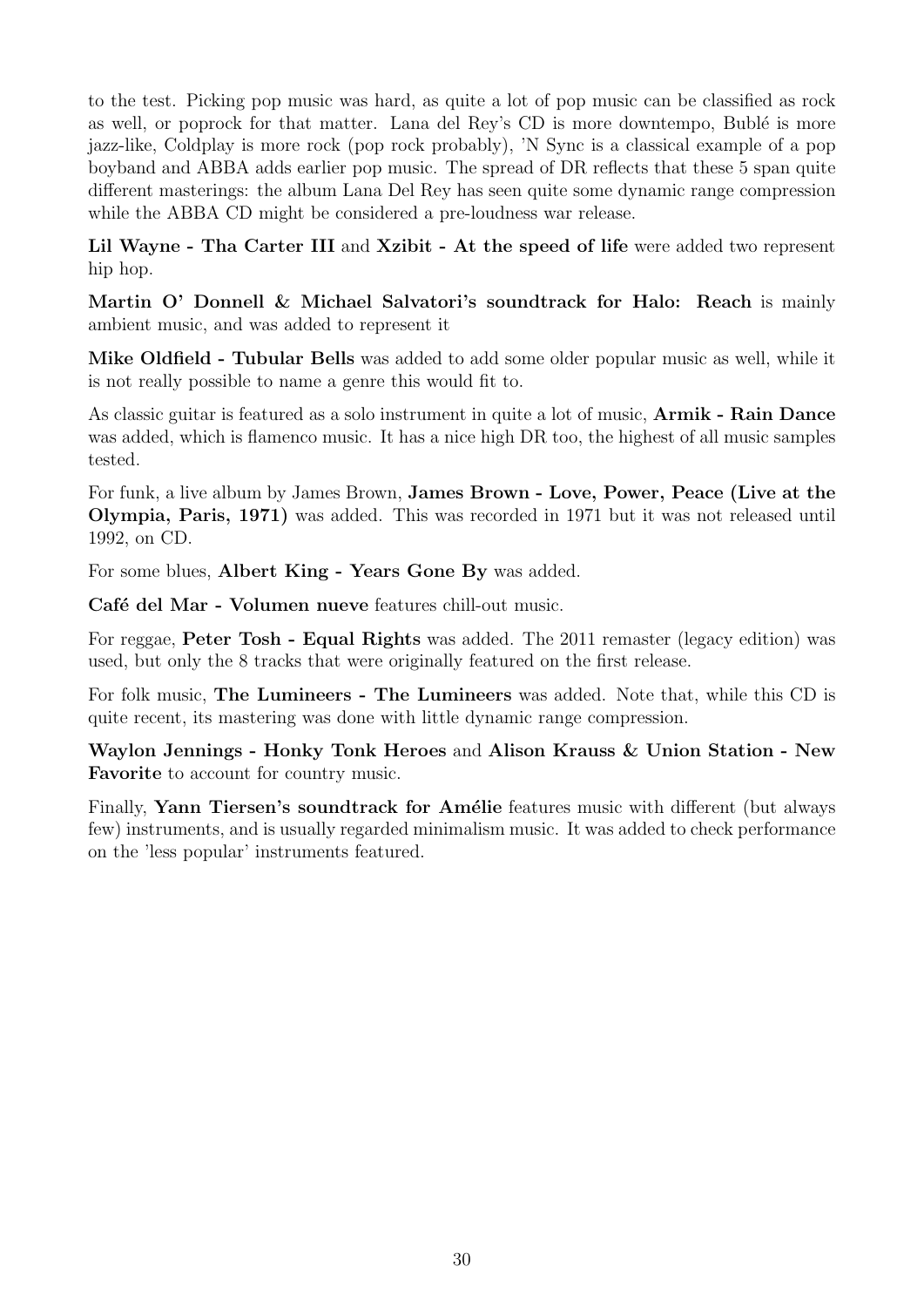to the test. Picking pop music was hard, as quite a lot of pop music can be classified as rock as well, or poprock for that matter. Lana del Rey's CD is more downtempo, Bublé is more jazz-like, Coldplay is more rock (pop rock probably), 'N Sync is a classical example of a pop boyband and ABBA adds earlier pop music. The spread of DR reflects that these 5 span quite different masterings: the album Lana Del Rey has seen quite some dynamic range compression while the ABBA CD might be considered a pre-loudness war release.

**Lil Wayne - Tha Carter III** and **Xzibit - At the speed of life** were added two represent hip hop.

**Martin O' Donnell & Michael Salvatori's soundtrack for Halo: Reach** is mainly ambient music, and was added to represent it

**Mike Oldfield - Tubular Bells** was added to add some older popular music as well, while it is not really possible to name a genre this would fit to.

As classic guitar is featured as a solo instrument in quite a lot of music, **Armik - Rain Dance** was added, which is flamenco music. It has a nice high DR too, the highest of all music samples tested.

For funk, a live album by James Brown, **James Brown - Love, Power, Peace (Live at the Olympia, Paris, 1971)** was added. This was recorded in 1971 but it was not released until 1992, on CD.

For some blues, **Albert King - Years Gone By** was added.

**Café del Mar - Volumen nueve** features chill-out music.

For reggae, **Peter Tosh - Equal Rights** was added. The 2011 remaster (legacy edition) was used, but only the 8 tracks that were originally featured on the first release.

For folk music, **The Lumineers - The Lumineers** was added. Note that, while this CD is quite recent, its mastering was done with little dynamic range compression.

**Waylon Jennings - Honky Tonk Heroes** and **Alison Krauss & Union Station - New Favorite** to account for country music.

Finally, **Yann Tiersen's soundtrack for Amélie** features music with different (but always few) instruments, and is usually regarded minimalism music. It was added to check performance on the 'less popular' instruments featured.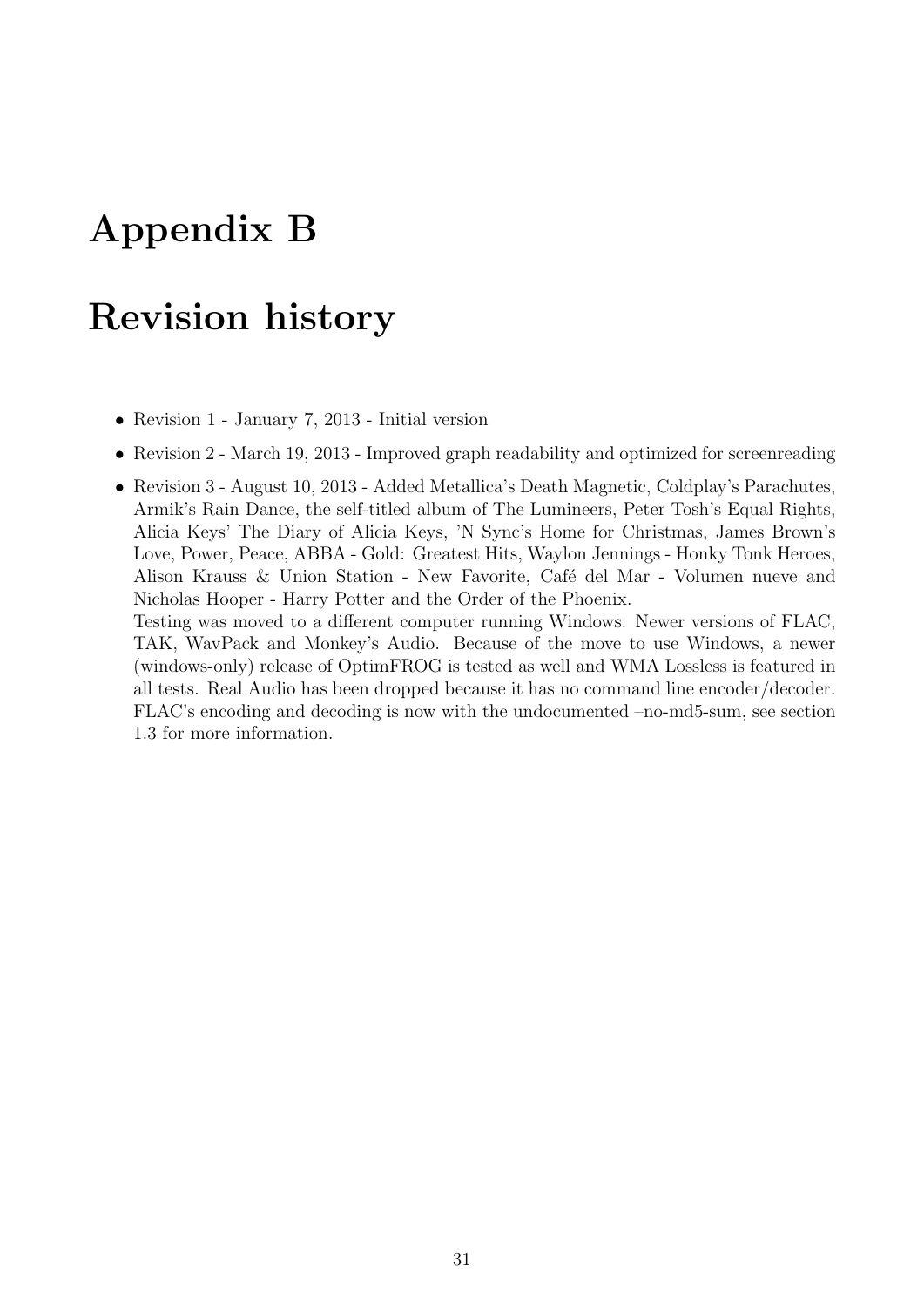# Appendix B

# Revision history

- Revision 1 - January 7, 2013 - Initial version
- Revision 2 - March 19, 2013 - Improved graph readability and optimized for screenreading
- Revision 3 - August 10, 2013 - Added Metallica's Death Magnetic, Coldplay's Parachutes, Armik's Rain Dance, the self-titled album of The Lumineers, Peter Tosh's Equal Rights, Alicia Keys' The Diary of Alicia Keys, 'N Sync's Home for Christmas, James Brown's Love, Power, Peace, ABBA - Gold: Greatest Hits, Waylon Jennings - Honky Tonk Heroes, Alison Krauss & Union Station - New Favorite, Café del Mar - Volumen nueve and Nicholas Hooper - Harry Potter and the Order of the Phoenix.
  Testing was moved to a different computer running Windows. Newer versions of FLAC, TAK, WavPack and Monkey's Audio. Because of the move to use Windows, a newer (windows-only) release of OptimFROG is tested as well and WMA Lossless is featured in all tests. Real Audio has been dropped because it has no command line encoder/decoder. FLAC's encoding and decoding is now with the undocumented –no-md5-sum, see section 1.3 for more information.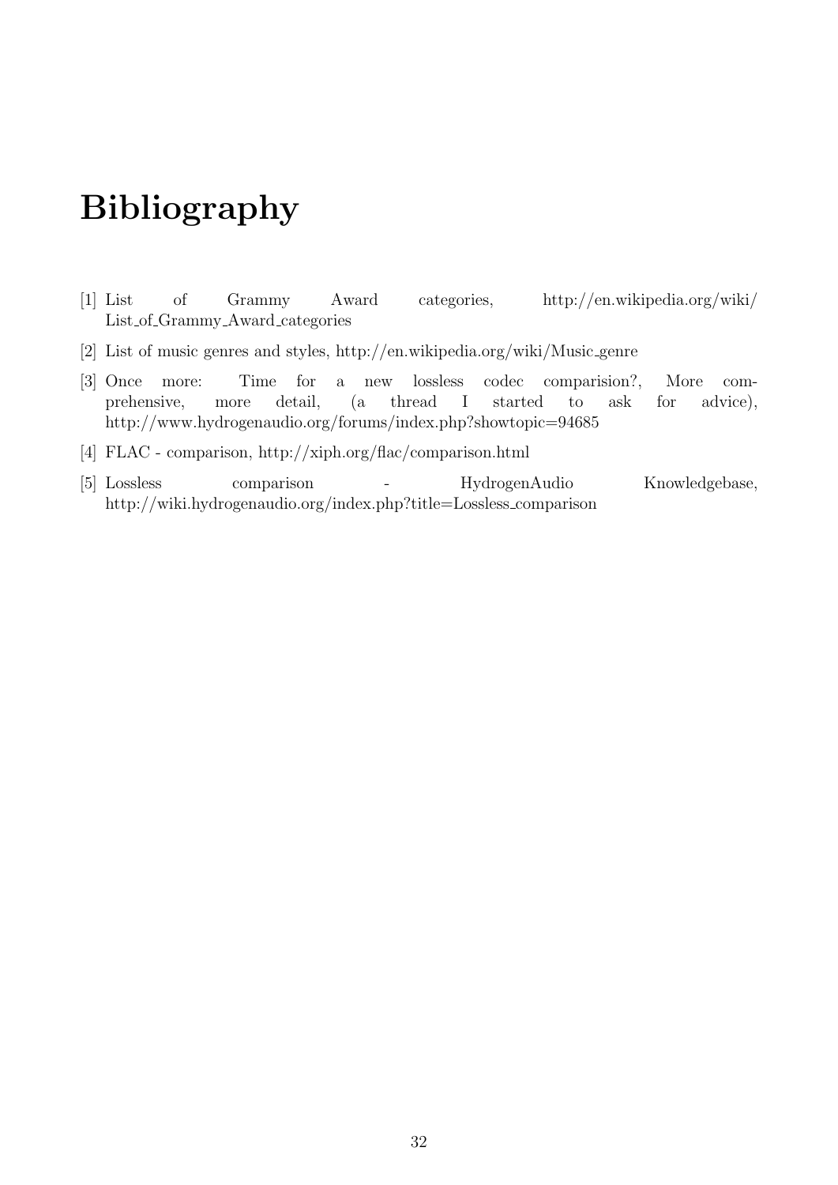# Bibliography

[1] List of Grammy Award categories, http://en.wikipedia.org/wiki/List_of_Grammy_Award_categories

[2] List of music genres and styles, http://en.wikipedia.org/wiki/Music_genre

[3] Once more: Time for a new lossless codec comparision?, More comprehensive, more detail, (a thread I started to ask for advice), http://www.hydrogenaudio.org/forums/index.php?showtopic=94685

[4] FLAC - comparison, http://xiph.org/flac/comparison.html

[5] Lossless comparison - HydrogenAudio Knowledgebase, http://wiki.hydrogenaudio.org/index.php?title=Lossless_comparison